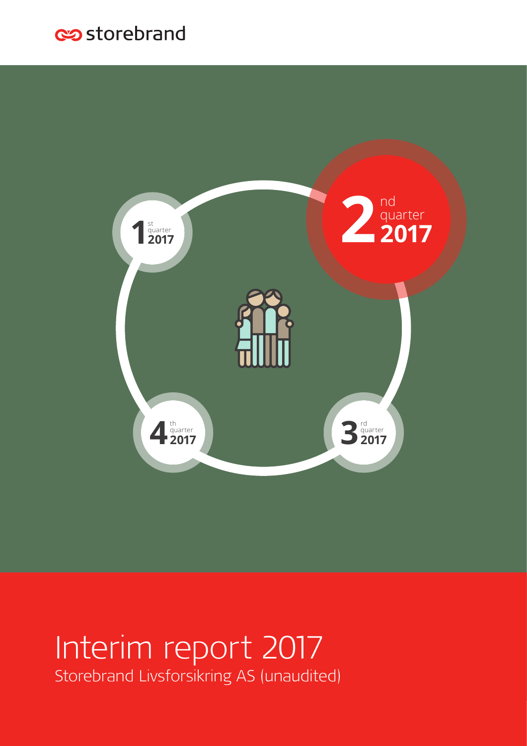storebrand

1st quarter 2017

2nd quarter 2017

3rd quarter 2017

4th quarter 2017

# Interim report 2017

Storebrand Livsforsikring AS (unaudited)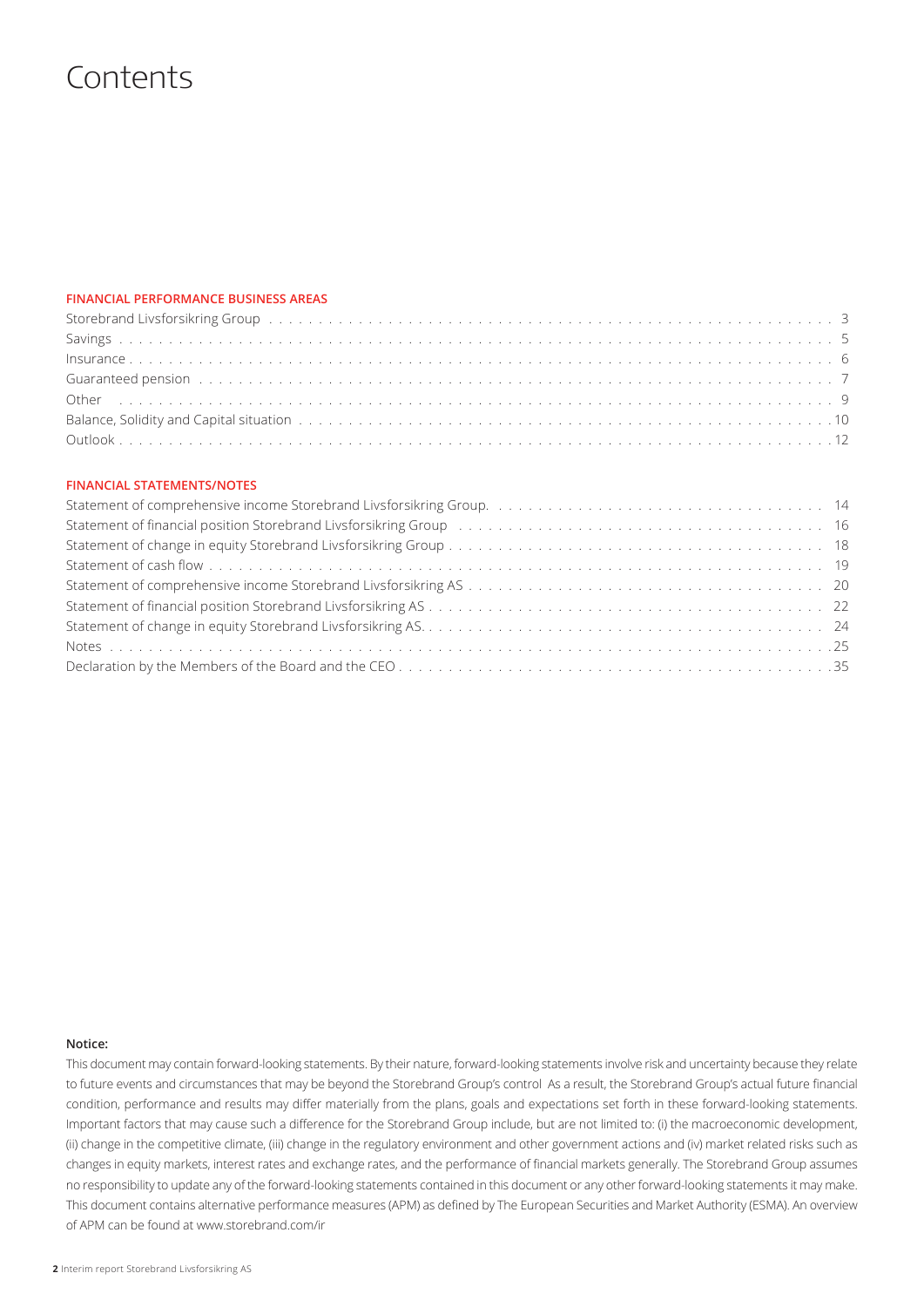# Contents

**FINANCIAL PERFORMANCE BUSINESS AREAS**

| | |
|---|---|
| Storebrand Livsforsikring Group | 3 |
| Savings | 5 |
| Insurance | 6 |
| Guaranteed pension | 7 |
| Other | 9 |
| Balance, Solidity and Capital situation | 10 |
| Outlook | 12 |

**FINANCIAL STATEMENTS/NOTES**

| | |
|---|---|
| Statement of comprehensive income Storebrand Livsforsikring Group. | 14 |
| Statement of financial position Storebrand Livsforsikring Group | 16 |
| Statement of change in equity Storebrand Livsforsikring Group | 18 |
| Statement of cash flow | 19 |
| Statement of comprehensive income Storebrand Livsforsikring AS | 20 |
| Statement of financial position Storebrand Livsforsikring AS | 22 |
| Statement of change in equity Storebrand Livsforsikring AS. | 24 |
| Notes | 25 |
| Declaration by the Members of the Board and the CEO | 35 |

**Notice:**

This document may contain forward-looking statements. By their nature, forward-looking statements involve risk and uncertainty because they relate to future events and circumstances that may be beyond the Storebrand Group's control As a result, the Storebrand Group's actual future financial condition, performance and results may differ materially from the plans, goals and expectations set forth in these forward-looking statements. Important factors that may cause such a difference for the Storebrand Group include, but are not limited to: (i) the macroeconomic development, (ii) change in the competitive climate, (iii) change in the regulatory environment and other government actions and (iv) market related risks such as changes in equity markets, interest rates and exchange rates, and the performance of financial markets generally. The Storebrand Group assumes no responsibility to update any of the forward-looking statements contained in this document or any other forward-looking statements it may make. This document contains alternative performance measures (APM) as defined by The European Securities and Market Authority (ESMA). An overview of APM can be found at www.storebrand.com/ir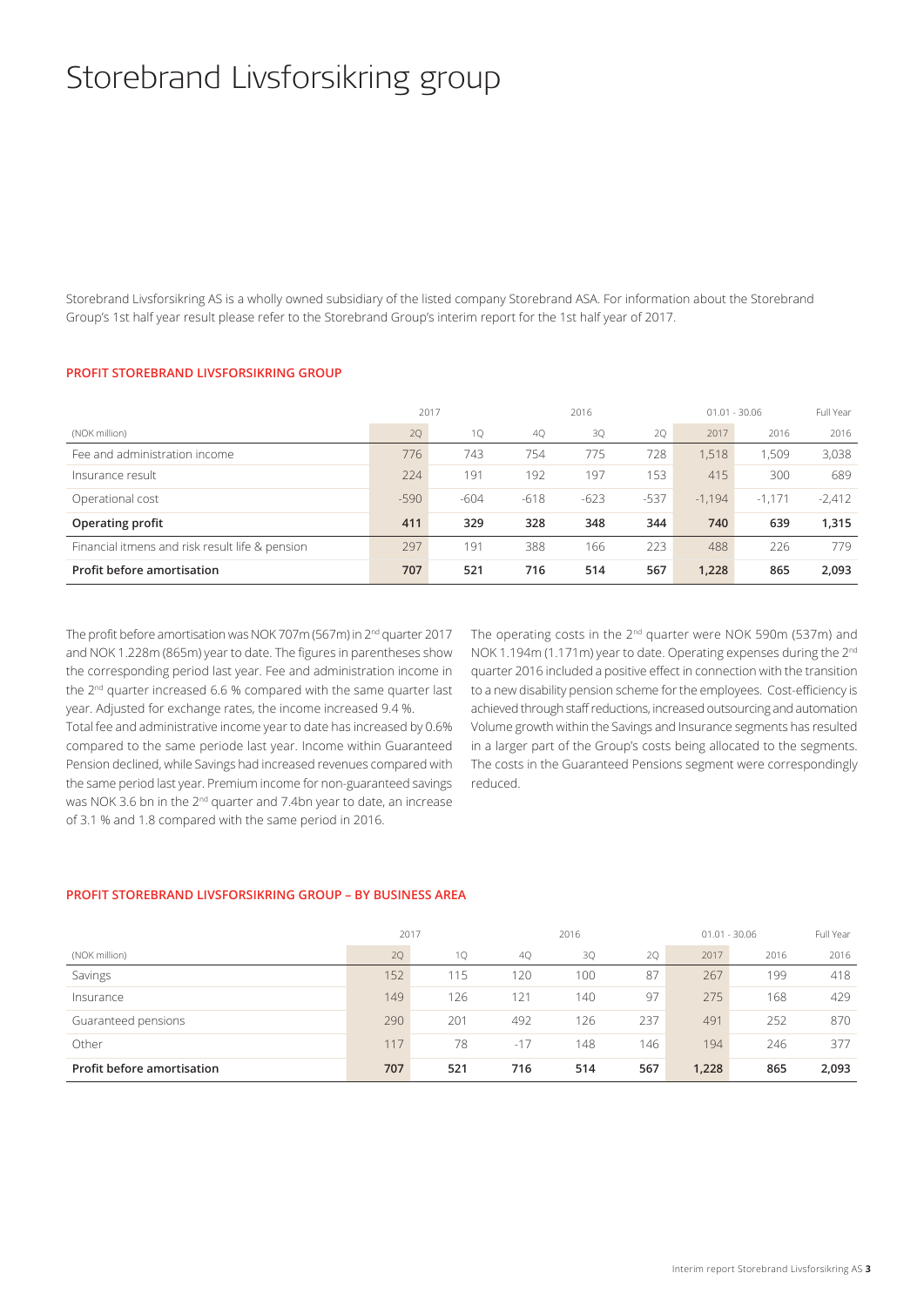# Storebrand Livsforsikring group

Storebrand Livsforsikring AS is a wholly owned subsidiary of the listed company Storebrand ASA. For information about the Storebrand Group's 1st half year result please refer to the Storebrand Group's interim report for the 1st half year of 2017.

#### PROFIT STOREBRAND LIVSFORSIKRING GROUP

| | 2017 | | 2016 | | | 01.01 - 30.06 | | Full Year |
|---|---|---|---|---|---|---|---|---|
| (NOK million) | 2Q | 1Q | 4Q | 3Q | 2Q | 2017 | 2016 | 2016 |
| Fee and administration income | 776 | 743 | 754 | 775 | 728 | 1,518 | 1,509 | 3,038 |
| Insurance result | 224 | 191 | 192 | 197 | 153 | 415 | 300 | 689 |
| Operational cost | -590 | -604 | -618 | -623 | -537 | -1,194 | -1,171 | -2,412 |
| **Operating profit** | **411** | **329** | **328** | **348** | **344** | **740** | **639** | **1,315** |
| Financial itmens and risk result life & pension | 297 | 191 | 388 | 166 | 223 | 488 | 226 | 779 |
| **Profit before amortisation** | **707** | **521** | **716** | **514** | **567** | **1,228** | **865** | **2,093** |

The profit before amortisation was NOK 707m (567m) in 2nd quarter 2017 and NOK 1.228m (865m) year to date. The figures in parentheses show the corresponding period last year. Fee and administration income in the 2nd quarter increased 6.6 % compared with the same quarter last year. Adjusted for exchange rates, the income increased 9.4 %.

Total fee and administrative income year to date has increased by 0.6% compared to the same periode last year. Income within Guaranteed Pension declined, while Savings had increased revenues compared with the same period last year. Premium income for non-guaranteed savings was NOK 3.6 bn in the 2nd quarter and 7.4bn year to date, an increase of 3.1 % and 1.8 compared with the same period in 2016.

The operating costs in the 2nd quarter were NOK 590m (537m) and NOK 1.194m (1.171m) year to date. Operating expenses during the 2nd quarter 2016 included a positive effect in connection with the transition to a new disability pension scheme for the employees. Cost-efficiency is achieved through staff reductions, increased outsourcing and automation Volume growth within the Savings and Insurance segments has resulted in a larger part of the Group's costs being allocated to the segments. The costs in the Guaranteed Pensions segment were correspondingly reduced.

#### PROFIT STOREBRAND LIVSFORSIKRING GROUP – BY BUSINESS AREA

| | 2017 | | 2016 | | | 01.01 - 30.06 | | Full Year |
|---|---|---|---|---|---|---|---|---|
| (NOK million) | 2Q | 1Q | 4Q | 3Q | 2Q | 2017 | 2016 | 2016 |
| Savings | 152 | 115 | 120 | 100 | 87 | 267 | 199 | 418 |
| Insurance | 149 | 126 | 121 | 140 | 97 | 275 | 168 | 429 |
| Guaranteed pensions | 290 | 201 | 492 | 126 | 237 | 491 | 252 | 870 |
| Other | 117 | 78 | -17 | 148 | 146 | 194 | 246 | 377 |
| **Profit before amortisation** | **707** | **521** | **716** | **514** | **567** | **1,228** | **865** | **2,093** |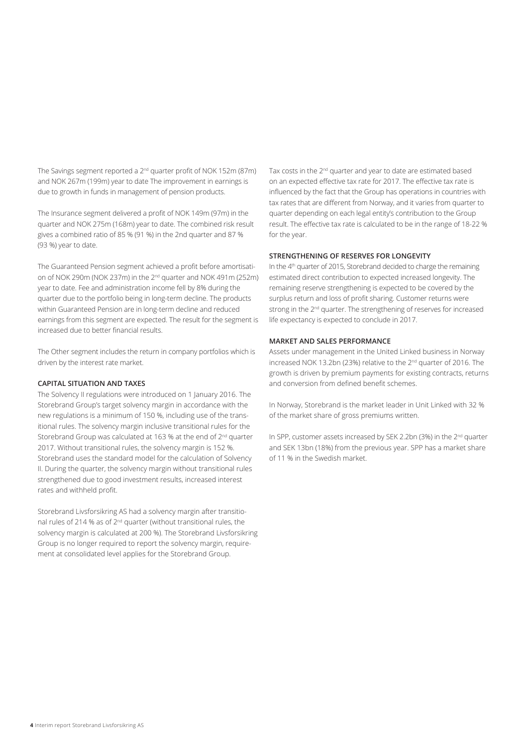The Savings segment reported a 2nd quarter profit of NOK 152m (87m) and NOK 267m (199m) year to date The improvement in earnings is due to growth in funds in management of pension products.

The Insurance segment delivered a profit of NOK 149m (97m) in the quarter and NOK 275m (168m) year to date. The combined risk result gives a combined ratio of 85 % (91 %) in the 2nd quarter and 87 % (93 %) year to date.

The Guaranteed Pension segment achieved a profit before amortisation of NOK 290m (NOK 237m) in the 2nd quarter and NOK 491m (252m) year to date. Fee and administration income fell by 8% during the quarter due to the portfolio being in long-term decline. The products within Guaranteed Pension are in long-term decline and reduced earnings from this segment are expected. The result for the segment is increased due to better financial results.

The Other segment includes the return in company portfolios which is driven by the interest rate market.

#### CAPITAL SITUATION AND TAXES

The Solvency II regulations were introduced on 1 January 2016. The Storebrand Group's target solvency margin in accordance with the new regulations is a minimum of 150 %, including use of the transitional rules. The solvency margin inclusive transitional rules for the Storebrand Group was calculated at 163 % at the end of 2nd quarter 2017. Without transitional rules, the solvency margin is 152 %. Storebrand uses the standard model for the calculation of Solvency II. During the quarter, the solvency margin without transitional rules strengthened due to good investment results, increased interest rates and withheld profit.

Storebrand Livsforsikring AS had a solvency margin after transitional rules of 214 % as of 2nd quarter (without transitional rules, the solvency margin is calculated at 200 %). The Storebrand Livsforsikring Group is no longer required to report the solvency margin, requirement at consolidated level applies for the Storebrand Group.

Tax costs in the 2nd quarter and year to date are estimated based on an expected effective tax rate for 2017. The effective tax rate is influenced by the fact that the Group has operations in countries with tax rates that are different from Norway, and it varies from quarter to quarter depending on each legal entity's contribution to the Group result. The effective tax rate is calculated to be in the range of 18-22 % for the year.

#### STRENGTHENING OF RESERVES FOR LONGEVITY

In the 4th quarter of 2015, Storebrand decided to charge the remaining estimated direct contribution to expected increased longevity. The remaining reserve strengthening is expected to be covered by the surplus return and loss of profit sharing. Customer returns were strong in the 2nd quarter. The strengthening of reserves for increased life expectancy is expected to conclude in 2017.

#### MARKET AND SALES PERFORMANCE

Assets under management in the United Linked business in Norway increased NOK 13.2bn (23%) relative to the 2nd quarter of 2016. The growth is driven by premium payments for existing contracts, returns and conversion from defined benefit schemes.

In Norway, Storebrand is the market leader in Unit Linked with 32 % of the market share of gross premiums written.

In SPP, customer assets increased by SEK 2.2bn (3%) in the 2nd quarter and SEK 13bn (18%) from the previous year. SPP has a market share of 11 % in the Swedish market.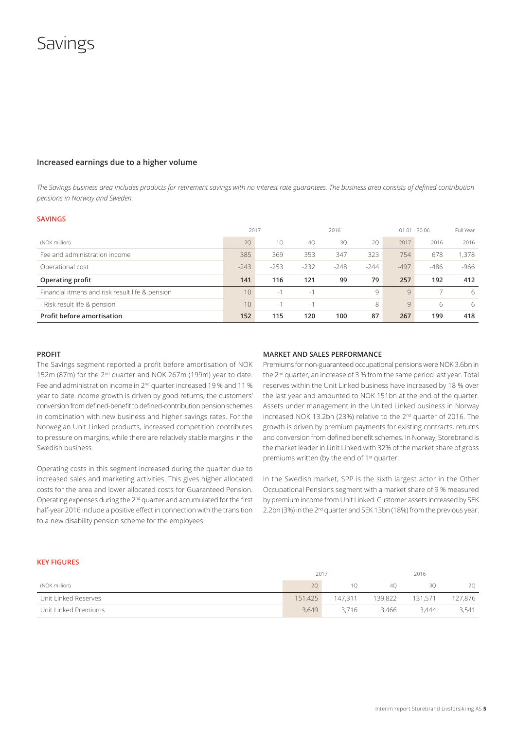# Savings

## Increased earnings due to a higher volume

*The Savings business area includes products for retirement savings with no interest rate guarantees. The business area consists of defined contribution pensions in Norway and Sweden.*

### SAVINGS

| | 2017 | | 2016 | | | 01.01 - 30.06 | | Full Year |
|---|---|---|---|---|---|---|---|---|
| (NOK million) | 2Q | 1Q | 4Q | 3Q | 2Q | 2017 | 2016 | 2016 |
| Fee and administration income | 385 | 369 | 353 | 347 | 323 | 754 | 678 | 1,378 |
| Operational cost | -243 | -253 | -232 | -248 | -244 | -497 | -486 | -966 |
| **Operating profit** | **141** | **116** | **121** | **99** | **79** | **257** | **192** | **412** |
| Financial itmens and risk result life & pension | 10 | -1 | -1 | | 9 | 9 | 7 | 6 |
| - Risk result life & pension | 10 | -1 | -1 | | 8 | 9 | 6 | 6 |
| **Profit before amortisation** | **152** | **115** | **120** | **100** | **87** | **267** | **199** | **418** |

#### PROFIT

The Savings segment reported a profit before amortisation of NOK 152m (87m) for the 2nd quarter and NOK 267m (199m) year to date. Fee and administration income in 2nd quarter increased 19 % and 11 % year to date. ncome growth is driven by good returns, the customers' conversion from defined-benefit to defined-contribution pension schemes in combination with new business and higher savings rates. For the Norwegian Unit Linked products, increased competition contributes to pressure on margins, while there are relatively stable margins in the Swedish business.

Operating costs in this segment increased during the quarter due to increased sales and marketing activities. This gives higher allocated costs for the area and lower allocated costs for Guaranteed Pension. Operating expenses during the 2nd quarter and accumulated for the first half-year 2016 include a positive effect in connection with the transition to a new disability pension scheme for the employees.

#### MARKET AND SALES PERFORMANCE

Premiums for non-guaranteed occupational pensions were NOK 3.6bn in the 2nd quarter, an increase of 3 % from the same period last year. Total reserves within the Unit Linked business have increased by 18 % over the last year and amounted to NOK 151bn at the end of the quarter. Assets under management in the United Linked business in Norway increased NOK 13.2bn (23%) relative to the 2nd quarter of 2016. The growth is driven by premium payments for existing contracts, returns and conversion from defined benefit schemes. In Norway, Storebrand is the market leader in Unit Linked with 32% of the market share of gross premiums written (by the end of 1st quarter.

In the Swedish market, SPP is the sixth largest actor in the Other Occupational Pensions segment with a market share of 9 % measured by premium income from Unit Linked. Customer assets increased by SEK 2.2bn (3%) in the 2nd quarter and SEK 13bn (18%) from the previous year.

### KEY FIGURES

| | 2017 | | 2016 | | |
|---|---|---|---|---|---|
| (NOK million) | 2Q | 1Q | 4Q | 3Q | 2Q |
| Unit Linked Reserves | 151,425 | 147,311 | 139,822 | 131,571 | 127,876 |
| Unit Linked Premiums | 3,649 | 3,716 | 3,466 | 3,444 | 3,541 |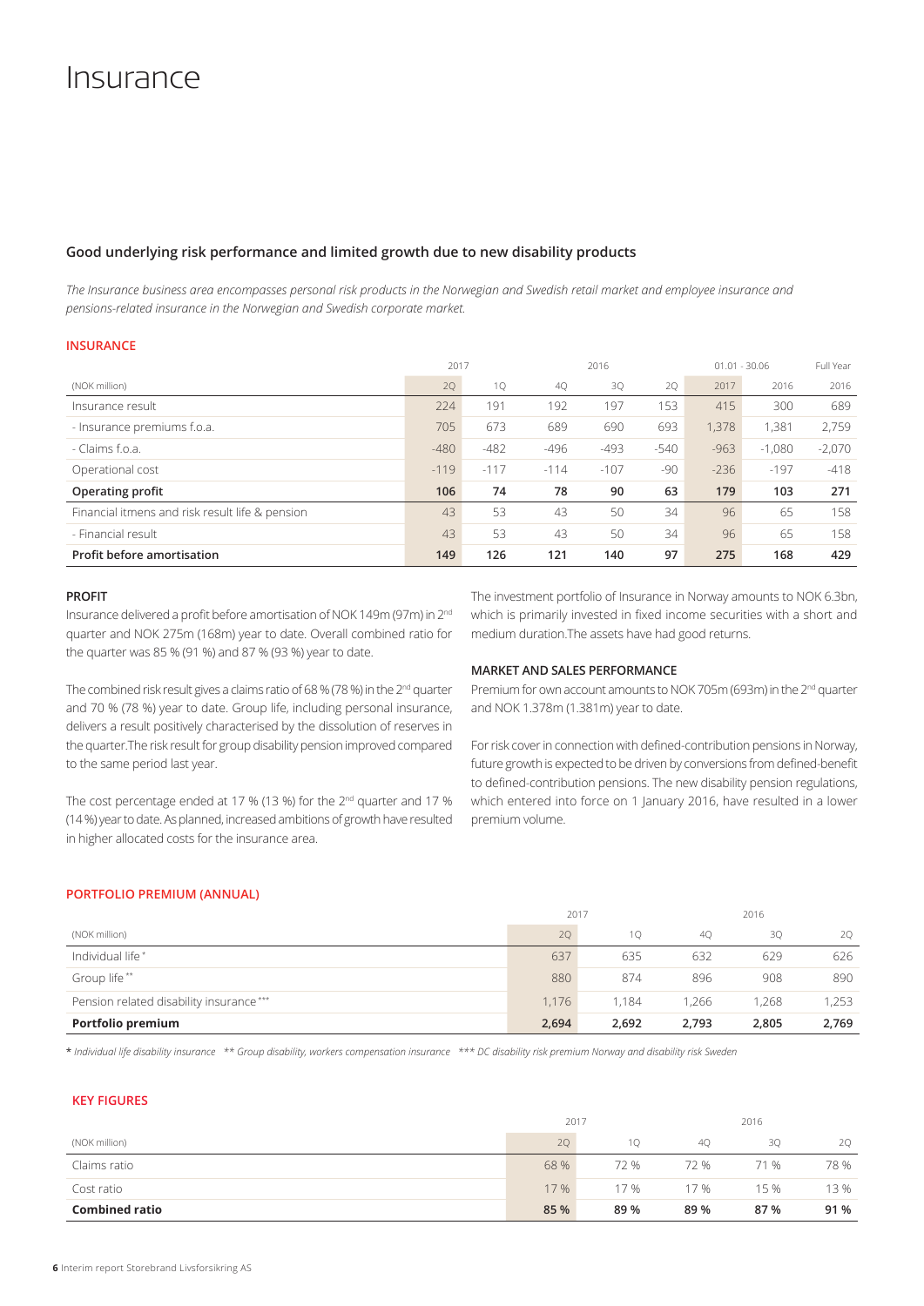// Insurance

## Good underlying risk performance and limited growth due to new disability products

*The Insurance business area encompasses personal risk products in the Norwegian and Swedish retail market and employee insurance and pensions-related insurance in the Norwegian and Swedish corporate market.*

### INSURANCE

| | 2017 | | 2016 | | | 01.01 - 30.06 | | Full Year |
|---|---|---|---|---|---|---|---|---|
| (NOK million) | 2Q | 1Q | 4Q | 3Q | 2Q | 2017 | 2016 | 2016 |
| Insurance result | 224 | 191 | 192 | 197 | 153 | 415 | 300 | 689 |
| - Insurance premiums f.o.a. | 705 | 673 | 689 | 690 | 693 | 1,378 | 1,381 | 2,759 |
| - Claims f.o.a. | -480 | -482 | -496 | -493 | -540 | -963 | -1,080 | -2,070 |
| Operational cost | -119 | -117 | -114 | -107 | -90 | -236 | -197 | -418 |
| **Operating profit** | **106** | **74** | **78** | **90** | **63** | **179** | **103** | **271** |
| Financial itmens and risk result life & pension | 43 | 53 | 43 | 50 | 34 | 96 | 65 | 158 |
| - Financial result | 43 | 53 | 43 | 50 | 34 | 96 | 65 | 158 |
| **Profit before amortisation** | **149** | **126** | **121** | **140** | **97** | **275** | **168** | **429** |

### PROFIT

Insurance delivered a profit before amortisation of NOK 149m (97m) in 2nd quarter and NOK 275m (168m) year to date. Overall combined ratio for the quarter was 85 % (91 %) and 87 % (93 %) year to date.

The combined risk result gives a claims ratio of 68 % (78 %) in the 2nd quarter and 70 % (78 %) year to date. Group life, including personal insurance, delivers a result positively characterised by the dissolution of reserves in the quarter.The risk result for group disability pension improved compared to the same period last year.

The cost percentage ended at 17 % (13 %) for the 2nd quarter and 17 % (14 %) year to date. As planned, increased ambitions of growth have resulted in higher allocated costs for the insurance area.

The investment portfolio of Insurance in Norway amounts to NOK 6.3bn, which is primarily invested in fixed income securities with a short and medium duration.The assets have had good returns.

### MARKET AND SALES PERFORMANCE

Premium for own account amounts to NOK 705m (693m) in the 2nd quarter and NOK 1.378m (1.381m) year to date.

For risk cover in connection with defined-contribution pensions in Norway, future growth is expected to be driven by conversions from defined-benefit to defined-contribution pensions. The new disability pension regulations, which entered into force on 1 January 2016, have resulted in a lower premium volume.

### PORTFOLIO PREMIUM (ANNUAL)

| | 2017 | | 2016 | | |
|---|---|---|---|---|---|
| (NOK million) | 2Q | 1Q | 4Q | 3Q | 2Q |
| Individual life * | 637 | 635 | 632 | 629 | 626 |
| Group life ** | 880 | 874 | 896 | 908 | 890 |
| Pension related disability insurance *** | 1,176 | 1,184 | 1,266 | 1,268 | 1,253 |
| **Portfolio premium** | **2,694** | **2,692** | **2,793** | **2,805** | **2,769** |

\* *Individual life disability insurance* ** *Group disability, workers compensation insurance* *** *DC disability risk premium Norway and disability risk Sweden*

### KEY FIGURES

| | 2017 | | 2016 | | |
|---|---|---|---|---|---|
| (NOK million) | 2Q | 1Q | 4Q | 3Q | 2Q |
| Claims ratio | 68 % | 72 % | 72 % | 71 % | 78 % |
| Cost ratio | 17 % | 17 % | 17 % | 15 % | 13 % |
| **Combined ratio** | **85 %** | **89 %** | **89 %** | **87 %** | **91 %** |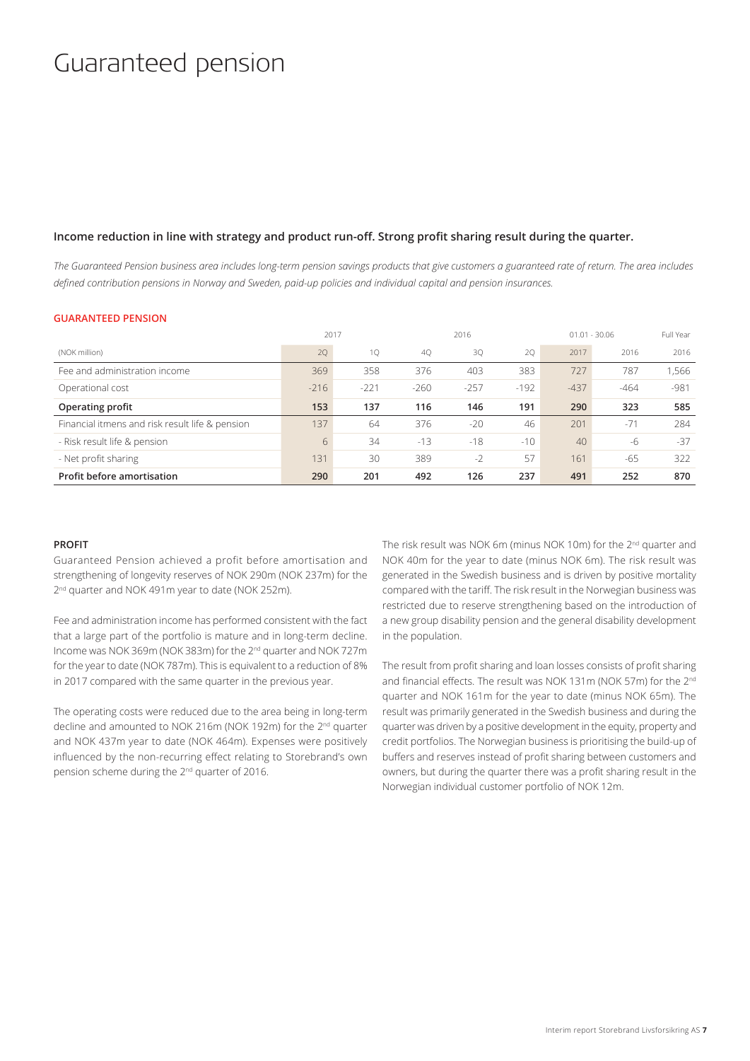# Guaranteed pension

**Income reduction in line with strategy and product run-off. Strong profit sharing result during the quarter.**

*The Guaranteed Pension business area includes long-term pension savings products that give customers a guaranteed rate of return. The area includes defined contribution pensions in Norway and Sweden, paid-up policies and individual capital and pension insurances.*

**GUARANTEED PENSION**

| | 2017 | | 2016 | | | 01.01 - 30.06 | | Full Year |
|---|---|---|---|---|---|---|---|---|
| (NOK million) | 2Q | 1Q | 4Q | 3Q | 2Q | 2017 | 2016 | 2016 |
| Fee and administration income | 369 | 358 | 376 | 403 | 383 | 727 | 787 | 1,566 |
| Operational cost | -216 | -221 | -260 | -257 | -192 | -437 | -464 | -981 |
| **Operating profit** | **153** | **137** | **116** | **146** | **191** | **290** | **323** | **585** |
| Financial itmens and risk result life & pension | 137 | 64 | 376 | -20 | 46 | 201 | -71 | 284 |
| - Risk result life & pension | 6 | 34 | -13 | -18 | -10 | 40 | -6 | -37 |
| - Net profit sharing | 131 | 30 | 389 | -2 | 57 | 161 | -65 | 322 |
| **Profit before amortisation** | **290** | **201** | **492** | **126** | **237** | **491** | **252** | **870** |

**PROFIT**

Guaranteed Pension achieved a profit before amortisation and strengthening of longevity reserves of NOK 290m (NOK 237m) for the 2nd quarter and NOK 491m year to date (NOK 252m).

Fee and administration income has performed consistent with the fact that a large part of the portfolio is mature and in long-term decline. Income was NOK 369m (NOK 383m) for the 2nd quarter and NOK 727m for the year to date (NOK 787m). This is equivalent to a reduction of 8% in 2017 compared with the same quarter in the previous year.

The operating costs were reduced due to the area being in long-term decline and amounted to NOK 216m (NOK 192m) for the 2nd quarter and NOK 437m year to date (NOK 464m). Expenses were positively influenced by the non-recurring effect relating to Storebrand's own pension scheme during the 2nd quarter of 2016.

The risk result was NOK 6m (minus NOK 10m) for the 2nd quarter and NOK 40m for the year to date (minus NOK 6m). The risk result was generated in the Swedish business and is driven by positive mortality compared with the tariff. The risk result in the Norwegian business was restricted due to reserve strengthening based on the introduction of a new group disability pension and the general disability development in the population.

The result from profit sharing and loan losses consists of profit sharing and financial effects. The result was NOK 131m (NOK 57m) for the 2nd quarter and NOK 161m for the year to date (minus NOK 65m). The result was primarily generated in the Swedish business and during the quarter was driven by a positive development in the equity, property and credit portfolios. The Norwegian business is prioritising the build-up of buffers and reserves instead of profit sharing between customers and owners, but during the quarter there was a profit sharing result in the Norwegian individual customer portfolio of NOK 12m.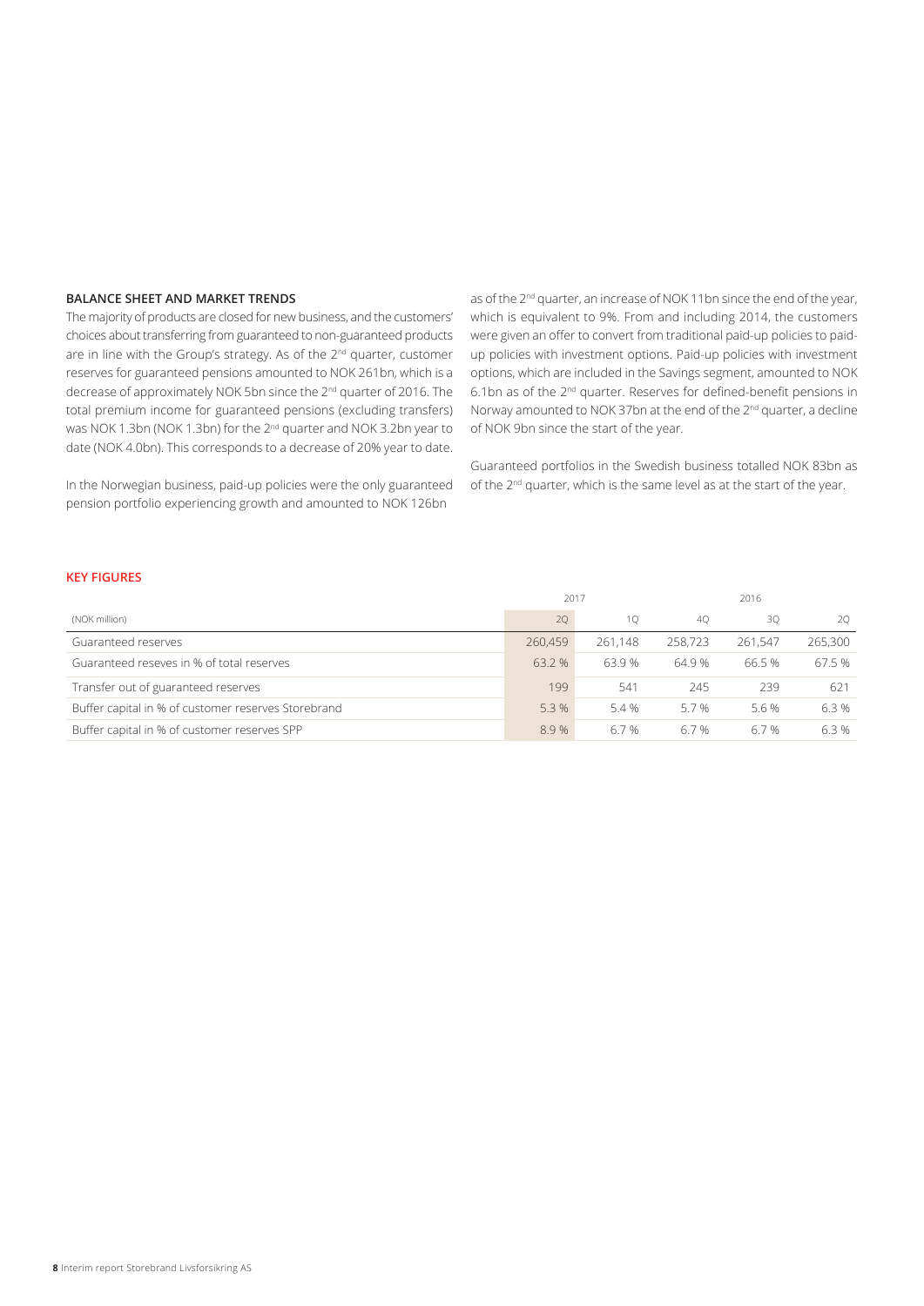## BALANCE SHEET AND MARKET TRENDS

The majority of products are closed for new business, and the customers' choices about transferring from guaranteed to non-guaranteed products are in line with the Group's strategy. As of the 2nd quarter, customer reserves for guaranteed pensions amounted to NOK 261bn, which is a decrease of approximately NOK 5bn since the 2nd quarter of 2016. The total premium income for guaranteed pensions (excluding transfers) was NOK 1.3bn (NOK 1.3bn) for the 2nd quarter and NOK 3.2bn year to date (NOK 4.0bn). This corresponds to a decrease of 20% year to date.

In the Norwegian business, paid-up policies were the only guaranteed pension portfolio experiencing growth and amounted to NOK 126bn as of the 2nd quarter, an increase of NOK 11bn since the end of the year, which is equivalent to 9%. From and including 2014, the customers were given an offer to convert from traditional paid-up policies to paid-up policies with investment options. Paid-up policies with investment options, which are included in the Savings segment, amounted to NOK 6.1bn as of the 2nd quarter. Reserves for defined-benefit pensions in Norway amounted to NOK 37bn at the end of the 2nd quarter, a decline of NOK 9bn since the start of the year.

Guaranteed portfolios in the Swedish business totalled NOK 83bn as of the 2nd quarter, which is the same level as at the start of the year.

### KEY FIGURES

| | 2017 | | 2016 | | |
|---|---|---|---|---|---|
| (NOK million) | 2Q | 1Q | 4Q | 3Q | 2Q |
| Guaranteed reserves | 260,459 | 261,148 | 258,723 | 261,547 | 265,300 |
| Guaranteed reseves in % of total reserves | 63.2 % | 63.9 % | 64.9 % | 66.5 % | 67.5 % |
| Transfer out of guaranteed reserves | 199 | 541 | 245 | 239 | 621 |
| Buffer capital in % of customer reserves Storebrand | 5.3 % | 5.4 % | 5.7 % | 5.6 % | 6.3 % |
| Buffer capital in % of customer reserves SPP | 8.9 % | 6.7 % | 6.7 % | 6.7 % | 6.3 % |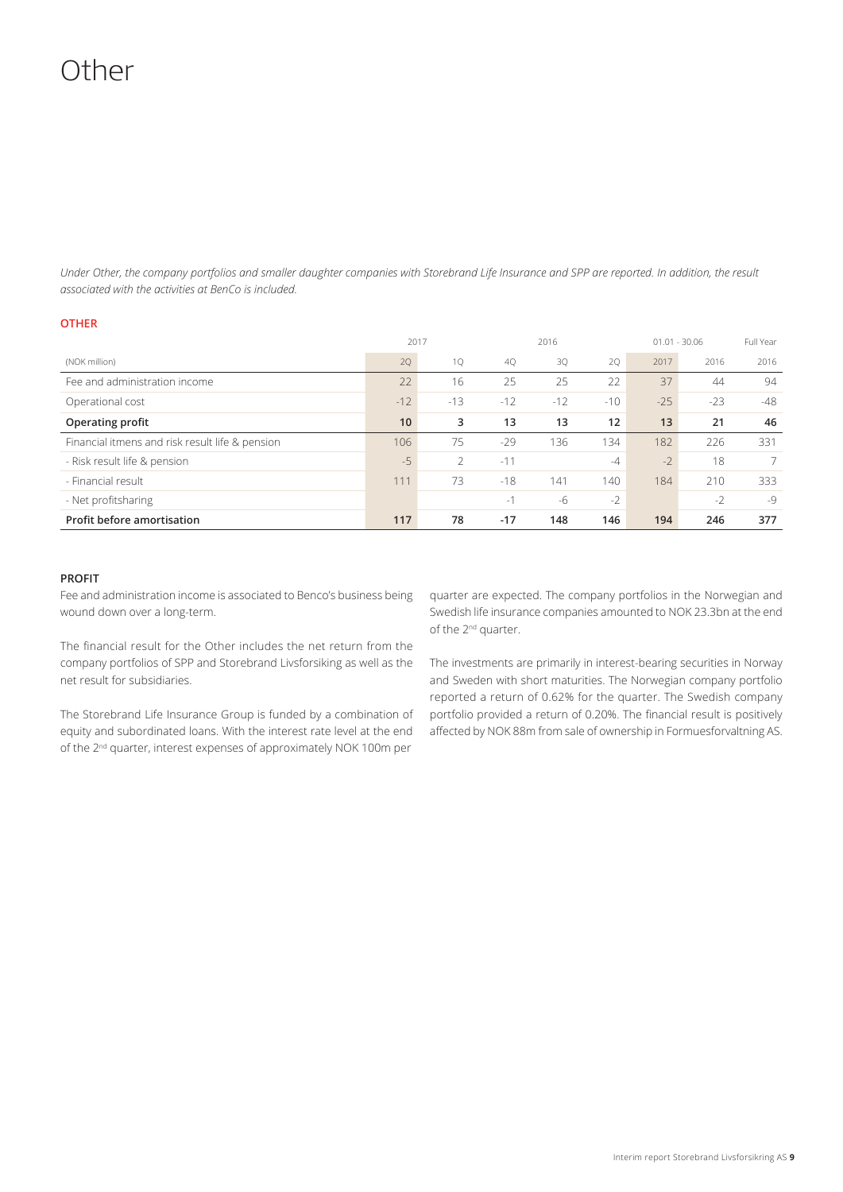# Other

*Under Other, the company portfolios and smaller daughter companies with Storebrand Life Insurance and SPP are reported. In addition, the result associated with the activities at BenCo is included.*

## OTHER

| | 2017 | | 2016 | | | 01.01 - 30.06 | | Full Year |
|---|---|---|---|---|---|---|---|---|
| (NOK million) | 2Q | 1Q | 4Q | 3Q | 2Q | 2017 | 2016 | 2016 |
| Fee and administration income | 22 | 16 | 25 | 25 | 22 | 37 | 44 | 94 |
| Operational cost | -12 | -13 | -12 | -12 | -10 | -25 | -23 | -48 |
| **Operating profit** | **10** | **3** | **13** | **13** | **12** | **13** | **21** | **46** |
| Financial itmens and risk result life & pension | 106 | 75 | -29 | 136 | 134 | 182 | 226 | 331 |
| - Risk result life & pension | -5 | 2 | -11 | | -4 | -2 | 18 | 7 |
| - Financial result | 111 | 73 | -18 | 141 | 140 | 184 | 210 | 333 |
| - Net profitsharing | | | -1 | -6 | -2 | | -2 | -9 |
| **Profit before amortisation** | **117** | **78** | **-17** | **148** | **146** | **194** | **246** | **377** |

### PROFIT

Fee and administration income is associated to Benco's business being wound down over a long-term.

The financial result for the Other includes the net return from the company portfolios of SPP and Storebrand Livsforsiking as well as the net result for subsidiaries.

The Storebrand Life Insurance Group is funded by a combination of equity and subordinated loans. With the interest rate level at the end of the 2nd quarter, interest expenses of approximately NOK 100m per quarter are expected. The company portfolios in the Norwegian and Swedish life insurance companies amounted to NOK 23.3bn at the end of the 2nd quarter.

The investments are primarily in interest-bearing securities in Norway and Sweden with short maturities. The Norwegian company portfolio reported a return of 0.62% for the quarter. The Swedish company portfolio provided a return of 0.20%. The financial result is positively affected by NOK 88m from sale of ownership in Formuesforvaltning AS.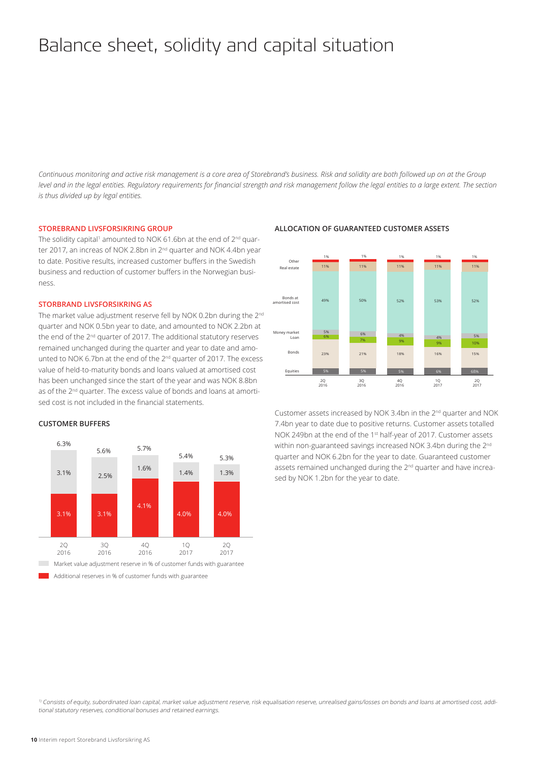# Balance sheet, solidity and capital situation

*Continuous monitoring and active risk management is a core area of Storebrand's business. Risk and solidity are both followed up on at the Group level and in the legal entities. Regulatory requirements for financial strength and risk management follow the legal entities to a large extent. The section is thus divided up by legal entities.*

### STOREBRAND LIVSFORSIKRING GROUP

The solidity capital[1] amounted to NOK 61.6bn at the end of 2nd quarter 2017, an increas of NOK 2.8bn in 2nd quarter and NOK 4.4bn year to date. Positive results, increased customer buffers in the Swedish business and reduction of customer buffers in the Norwegian business.

### STORBRAND LIVSFORSIKRING AS

The market value adjustment reserve fell by NOK 0.2bn during the 2nd quarter and NOK 0.5bn year to date, and amounted to NOK 2.2bn at the end of the 2nd quarter of 2017. The additional statutory reserves remained unchanged during the quarter and year to date and amounted to NOK 6.7bn at the end of the 2nd quarter of 2017. The excess value of held-to-maturity bonds and loans valued at amortised cost has been unchanged since the start of the year and was NOK 8.8bn as of the 2nd quarter. The excess value of bonds and loans at amortised cost is not included in the financial statements.

### CUSTOMER BUFFERS

| | 2Q 2016 | 3Q 2016 | 4Q 2016 | 1Q 2017 | 2Q 2017 |
|---|---|---|---|---|---|
| Market value adjustment reserve in % of customer funds with guarantee | 3.1% | 2.5% | 1.6% | 1.4% | 1.3% |
| Additional reserves in % of customer funds with guarantee | 3.1% | 3.1% | 4.1% | 4.0% | 4.0% |
| Total | 6.3% | 5.6% | 5.7% | 5.4% | 5.3% |

### ALLOCATION OF GUARANTEED CUSTOMER ASSETS

| | 2Q 2016 | 3Q 2016 | 4Q 2016 | 1Q 2017 | 2Q 2017 |
|---|---|---|---|---|---|
| Other | 1% | 1% | 1% | 1% | 1% |
| Real estate | 11% | 11% | 11% | 11% | 11% |
| Bonds at amortised cost | 49% | 50% | 52% | 53% | 52% |
| Money market | 5% | 6% | 4% | 4% | 5% |
| Loan | 6% | 7% | 9% | 9% | 10% |
| Bonds | 23% | 21% | 18% | 16% | 15% |
| Equities | 5% | 5% | 5% | 6% | 6% |

Customer assets increased by NOK 3.4bn in the 2nd quarter and NOK 7.4bn year to date due to positive returns. Customer assets totalled NOK 249bn at the end of the 1st half-year of 2017. Customer assets within non-guaranteed savings increased NOK 3.4bn during the 2nd quarter and NOK 6.2bn for the year to date. Guaranteed customer assets remained unchanged during the 2nd quarter and have increased by NOK 1.2bn for the year to date.

*[1] Consists of equity, subordinated loan capital, market value adjustment reserve, risk equalisation reserve, unrealised gains/losses on bonds and loans at amortised cost, additional statutory reserves, conditional bonuses and retained earnings.*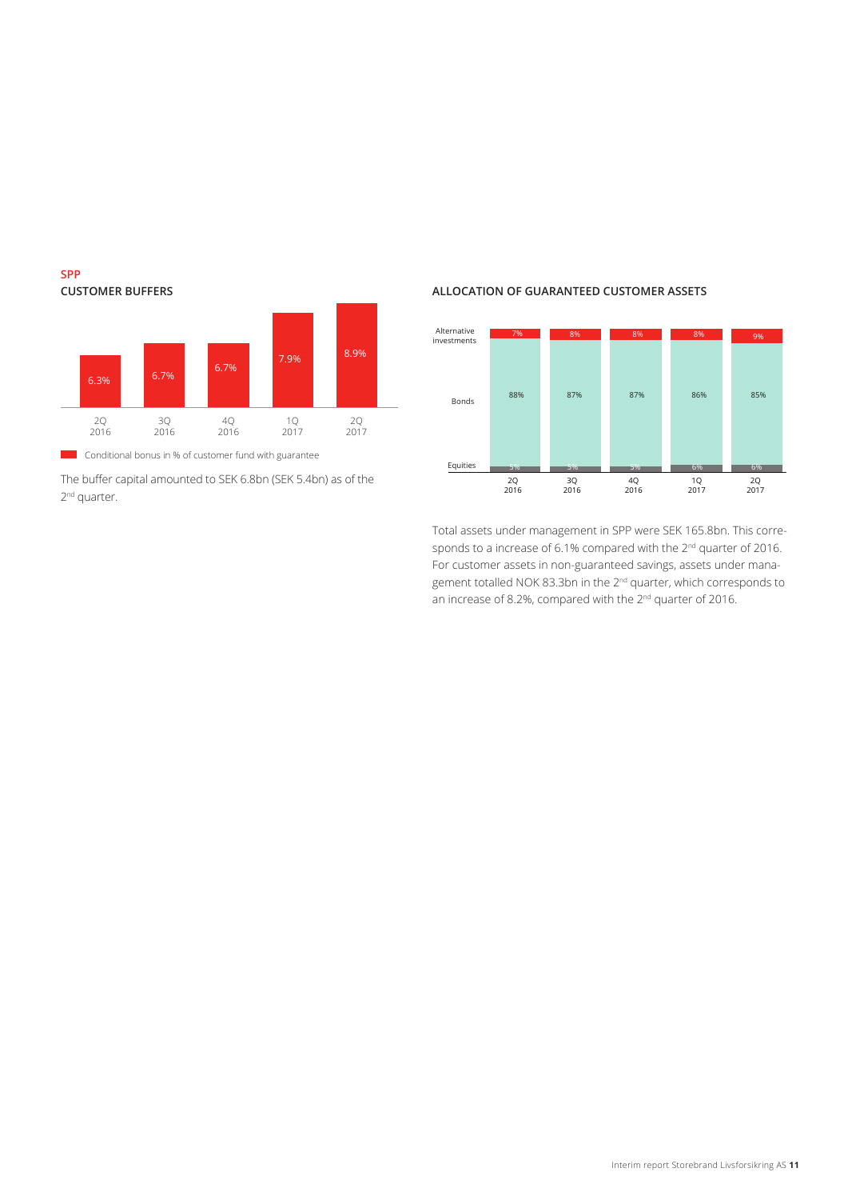## SPP

### CUSTOMER BUFFERS

| | 2Q 2016 | 3Q 2016 | 4Q 2016 | 1Q 2017 | 2Q 2017 |
|---|---|---|---|---|---|
| Conditional bonus in % of customer fund with guarantee | 6.3% | 6.7% | 6.7% | 7.9% | 8.9% |

The buffer capital amounted to SEK 6.8bn (SEK 5.4bn) as of the 2nd quarter.

### ALLOCATION OF GUARANTEED CUSTOMER ASSETS

| | 2Q 2016 | 3Q 2016 | 4Q 2016 | 1Q 2017 | 2Q 2017 |
|---|---|---|---|---|---|
| Alternative investments | 7% | 8% | 8% | 8% | 9% |
| Bonds | 88% | 87% | 87% | 86% | 85% |
| Equities | 5% | 5% | 5% | 6% | 6% |

Total assets under management in SPP were SEK 165.8bn. This corresponds to a increase of 6.1% compared with the 2nd quarter of 2016. For customer assets in non-guaranteed savings, assets under management totalled NOK 83.3bn in the 2nd quarter, which corresponds to an increase of 8.2%, compared with the 2nd quarter of 2016.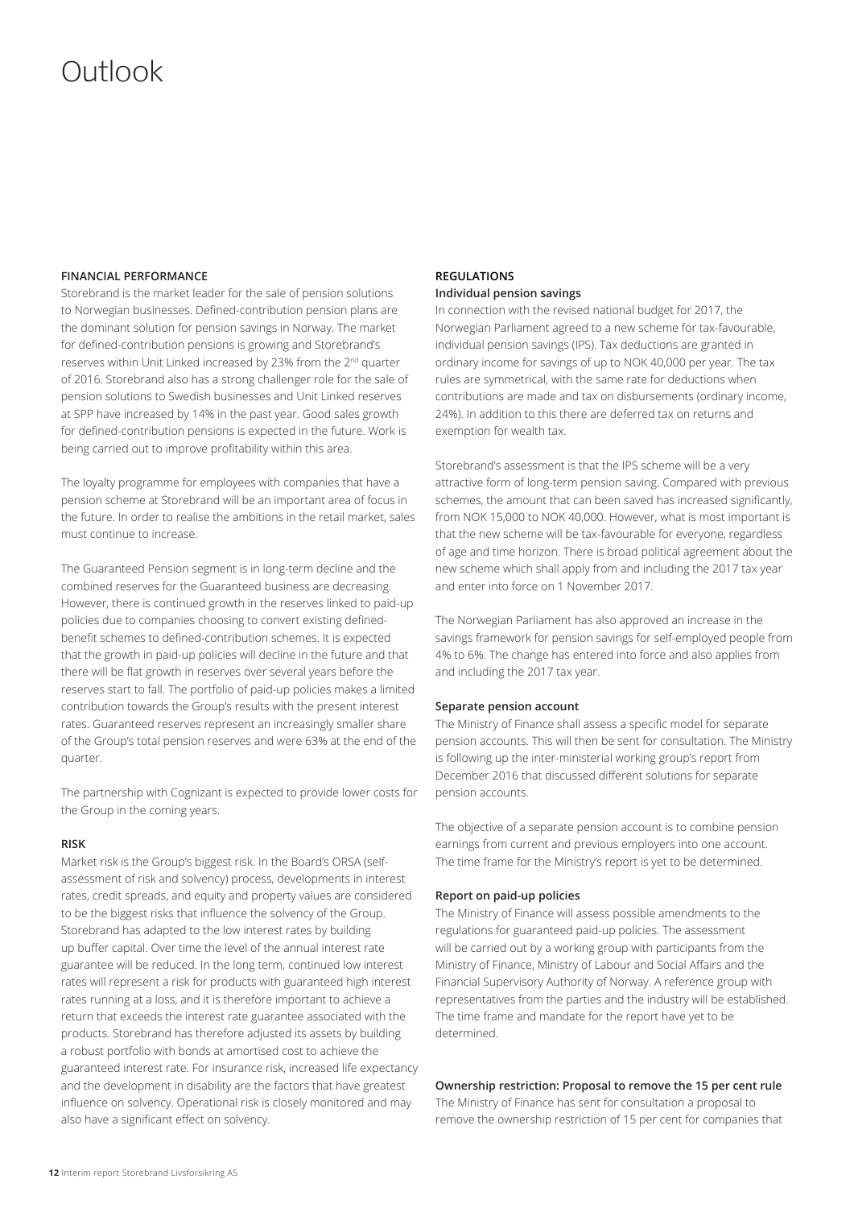# Outlook

## FINANCIAL PERFORMANCE

Storebrand is the market leader for the sale of pension solutions to Norwegian businesses. Defined-contribution pension plans are the dominant solution for pension savings in Norway. The market for defined-contribution pensions is growing and Storebrand's reserves within Unit Linked increased by 23% from the 2nd quarter of 2016. Storebrand also has a strong challenger role for the sale of pension solutions to Swedish businesses and Unit Linked reserves at SPP have increased by 14% in the past year. Good sales growth for defined-contribution pensions is expected in the future. Work is being carried out to improve profitability within this area.

The loyalty programme for employees with companies that have a pension scheme at Storebrand will be an important area of focus in the future. In order to realise the ambitions in the retail market, sales must continue to increase.

The Guaranteed Pension segment is in long-term decline and the combined reserves for the Guaranteed business are decreasing. However, there is continued growth in the reserves linked to paid-up policies due to companies choosing to convert existing defined-benefit schemes to defined-contribution schemes. It is expected that the growth in paid-up policies will decline in the future and that there will be flat growth in reserves over several years before the reserves start to fall. The portfolio of paid-up policies makes a limited contribution towards the Group's results with the present interest rates. Guaranteed reserves represent an increasingly smaller share of the Group's total pension reserves and were 63% at the end of the quarter.

The partnership with Cognizant is expected to provide lower costs for the Group in the coming years.

## RISK

Market risk is the Group's biggest risk. In the Board's ORSA (self-assessment of risk and solvency) process, developments in interest rates, credit spreads, and equity and property values are considered to be the biggest risks that influence the solvency of the Group. Storebrand has adapted to the low interest rates by building up buffer capital. Over time the level of the annual interest rate guarantee will be reduced. In the long term, continued low interest rates will represent a risk for products with guaranteed high interest rates running at a loss, and it is therefore important to achieve a return that exceeds the interest rate guarantee associated with the products. Storebrand has therefore adjusted its assets by building a robust portfolio with bonds at amortised cost to achieve the guaranteed interest rate. For insurance risk, increased life expectancy and the development in disability are the factors that have greatest influence on solvency. Operational risk is closely monitored and may also have a significant effect on solvency.

## REGULATIONS

### Individual pension savings

In connection with the revised national budget for 2017, the Norwegian Parliament agreed to a new scheme for tax-favourable, individual pension savings (IPS). Tax deductions are granted in ordinary income for savings of up to NOK 40,000 per year. The tax rules are symmetrical, with the same rate for deductions when contributions are made and tax on disbursements (ordinary income, 24%). In addition to this there are deferred tax on returns and exemption for wealth tax.

Storebrand's assessment is that the IPS scheme will be a very attractive form of long-term pension saving. Compared with previous schemes, the amount that can been saved has increased significantly, from NOK 15,000 to NOK 40,000. However, what is most important is that the new scheme will be tax-favourable for everyone, regardless of age and time horizon. There is broad political agreement about the new scheme which shall apply from and including the 2017 tax year and enter into force on 1 November 2017.

The Norwegian Parliament has also approved an increase in the savings framework for pension savings for self-employed people from 4% to 6%. The change has entered into force and also applies from and including the 2017 tax year.

### Separate pension account

The Ministry of Finance shall assess a specific model for separate pension accounts. This will then be sent for consultation. The Ministry is following up the inter-ministerial working group's report from December 2016 that discussed different solutions for separate pension accounts.

The objective of a separate pension account is to combine pension earnings from current and previous employers into one account. The time frame for the Ministry's report is yet to be determined.

### Report on paid-up policies

The Ministry of Finance will assess possible amendments to the regulations for guaranteed paid-up policies. The assessment will be carried out by a working group with participants from the Ministry of Finance, Ministry of Labour and Social Affairs and the Financial Supervisory Authority of Norway. A reference group with representatives from the parties and the industry will be established. The time frame and mandate for the report have yet to be determined.

### Ownership restriction: Proposal to remove the 15 per cent rule

The Ministry of Finance has sent for consultation a proposal to remove the ownership restriction of 15 per cent for companies that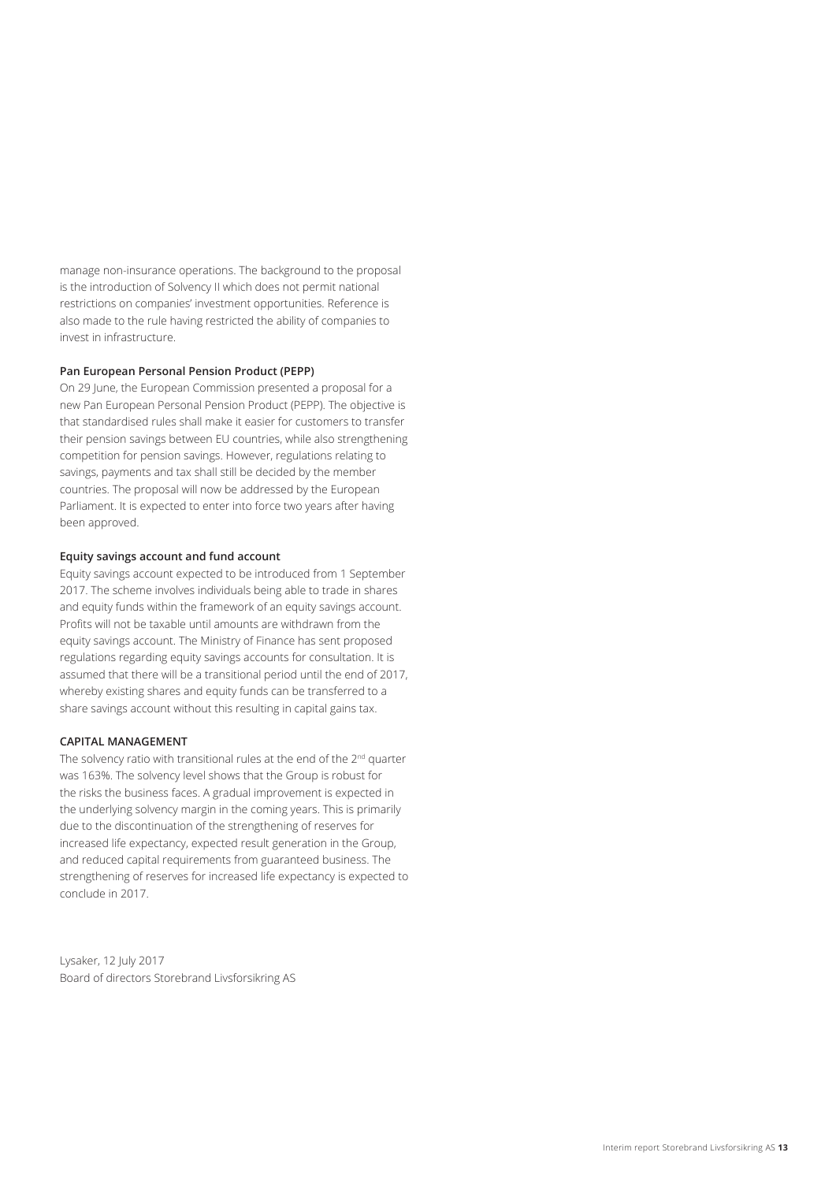manage non-insurance operations. The background to the proposal is the introduction of Solvency II which does not permit national restrictions on companies' investment opportunities. Reference is also made to the rule having restricted the ability of companies to invest in infrastructure.

**Pan European Personal Pension Product (PEPP)**

On 29 June, the European Commission presented a proposal for a new Pan European Personal Pension Product (PEPP). The objective is that standardised rules shall make it easier for customers to transfer their pension savings between EU countries, while also strengthening competition for pension savings. However, regulations relating to savings, payments and tax shall still be decided by the member countries. The proposal will now be addressed by the European Parliament. It is expected to enter into force two years after having been approved.

**Equity savings account and fund account**

Equity savings account expected to be introduced from 1 September 2017. The scheme involves individuals being able to trade in shares and equity funds within the framework of an equity savings account. Profits will not be taxable until amounts are withdrawn from the equity savings account. The Ministry of Finance has sent proposed regulations regarding equity savings accounts for consultation. It is assumed that there will be a transitional period until the end of 2017, whereby existing shares and equity funds can be transferred to a share savings account without this resulting in capital gains tax.

## CAPITAL MANAGEMENT

The solvency ratio with transitional rules at the end of the 2nd quarter was 163%. The solvency level shows that the Group is robust for the risks the business faces. A gradual improvement is expected in the underlying solvency margin in the coming years. This is primarily due to the discontinuation of the strengthening of reserves for increased life expectancy, expected result generation in the Group, and reduced capital requirements from guaranteed business. The strengthening of reserves for increased life expectancy is expected to conclude in 2017.

Lysaker, 12 July 2017
Board of directors Storebrand Livsforsikring AS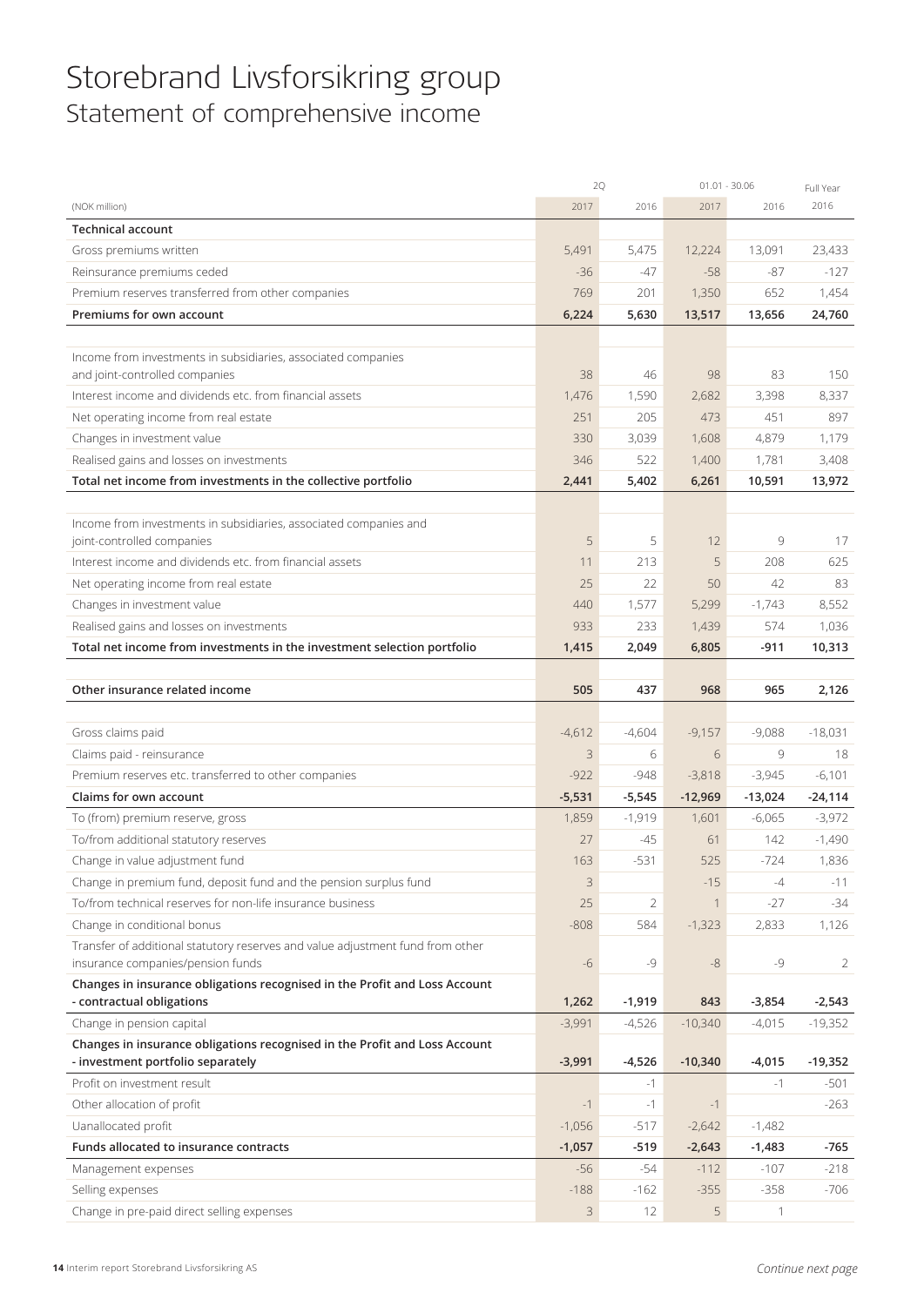# Storebrand Livsforsikring group

## Statement of comprehensive income

| (NOK million) | 2Q 2017 | 2Q 2016 | 01.01 - 30.06 2017 | 01.01 - 30.06 2016 | Full Year 2016 |
|---|---|---|---|---|---|
| **Technical account** | | | | | |
| Gross premiums written | 5,491 | 5,475 | 12,224 | 13,091 | 23,433 |
| Reinsurance premiums ceded | -36 | -47 | -58 | -87 | -127 |
| Premium reserves transferred from other companies | 769 | 201 | 1,350 | 652 | 1,454 |
| **Premiums for own account** | **6,224** | **5,630** | **13,517** | **13,656** | **24,760** |
| | | | | | |
| Income from investments in subsidiaries, associated companies and joint-controlled companies | 38 | 46 | 98 | 83 | 150 |
| Interest income and dividends etc. from financial assets | 1,476 | 1,590 | 2,682 | 3,398 | 8,337 |
| Net operating income from real estate | 251 | 205 | 473 | 451 | 897 |
| Changes in investment value | 330 | 3,039 | 1,608 | 4,879 | 1,179 |
| Realised gains and losses on investments | 346 | 522 | 1,400 | 1,781 | 3,408 |
| **Total net income from investments in the collective portfolio** | **2,441** | **5,402** | **6,261** | **10,591** | **13,972** |
| | | | | | |
| Income from investments in subsidiaries, associated companies and joint-controlled companies | 5 | 5 | 12 | 9 | 17 |
| Interest income and dividends etc. from financial assets | 11 | 213 | 5 | 208 | 625 |
| Net operating income from real estate | 25 | 22 | 50 | 42 | 83 |
| Changes in investment value | 440 | 1,577 | 5,299 | -1,743 | 8,552 |
| Realised gains and losses on investments | 933 | 233 | 1,439 | 574 | 1,036 |
| **Total net income from investments in the investment selection portfolio** | **1,415** | **2,049** | **6,805** | **-911** | **10,313** |
| | | | | | |
| **Other insurance related income** | **505** | **437** | **968** | **965** | **2,126** |
| | | | | | |
| Gross claims paid | -4,612 | -4,604 | -9,157 | -9,088 | -18,031 |
| Claims paid - reinsurance | 3 | 6 | 6 | 9 | 18 |
| Premium reserves etc. transferred to other companies | -922 | -948 | -3,818 | -3,945 | -6,101 |
| **Claims for own account** | **-5,531** | **-5,545** | **-12,969** | **-13,024** | **-24,114** |
| To (from) premium reserve, gross | 1,859 | -1,919 | 1,601 | -6,065 | -3,972 |
| To/from additional statutory reserves | 27 | -45 | 61 | 142 | -1,490 |
| Change in value adjustment fund | 163 | -531 | 525 | -724 | 1,836 |
| Change in premium fund, deposit fund and the pension surplus fund | 3 | | -15 | -4 | -11 |
| To/from technical reserves for non-life insurance business | 25 | 2 | 1 | -27 | -34 |
| Change in conditional bonus | -808 | 584 | -1,323 | 2,833 | 1,126 |
| Transfer of additional statutory reserves and value adjustment fund from other insurance companies/pension funds | -6 | -9 | -8 | -9 | 2 |
| **Changes in insurance obligations recognised in the Profit and Loss Account - contractual obligations** | **1,262** | **-1,919** | **843** | **-3,854** | **-2,543** |
| Change in pension capital | -3,991 | -4,526 | -10,340 | -4,015 | -19,352 |
| **Changes in insurance obligations recognised in the Profit and Loss Account - investment portfolio separately** | **-3,991** | **-4,526** | **-10,340** | **-4,015** | **-19,352** |
| Profit on investment result | | -1 | | -1 | -501 |
| Other allocation of profit | -1 | -1 | -1 | | -263 |
| Uanallocated profit | -1,056 | -517 | -2,642 | -1,482 | |
| **Funds allocated to insurance contracts** | **-1,057** | **-519** | **-2,643** | **-1,483** | **-765** |
| Management expenses | -56 | -54 | -112 | -107 | -218 |
| Selling expenses | -188 | -162 | -355 | -358 | -706 |
| Change in pre-paid direct selling expenses | 3 | 12 | 5 | 1 | |

*Continue next page*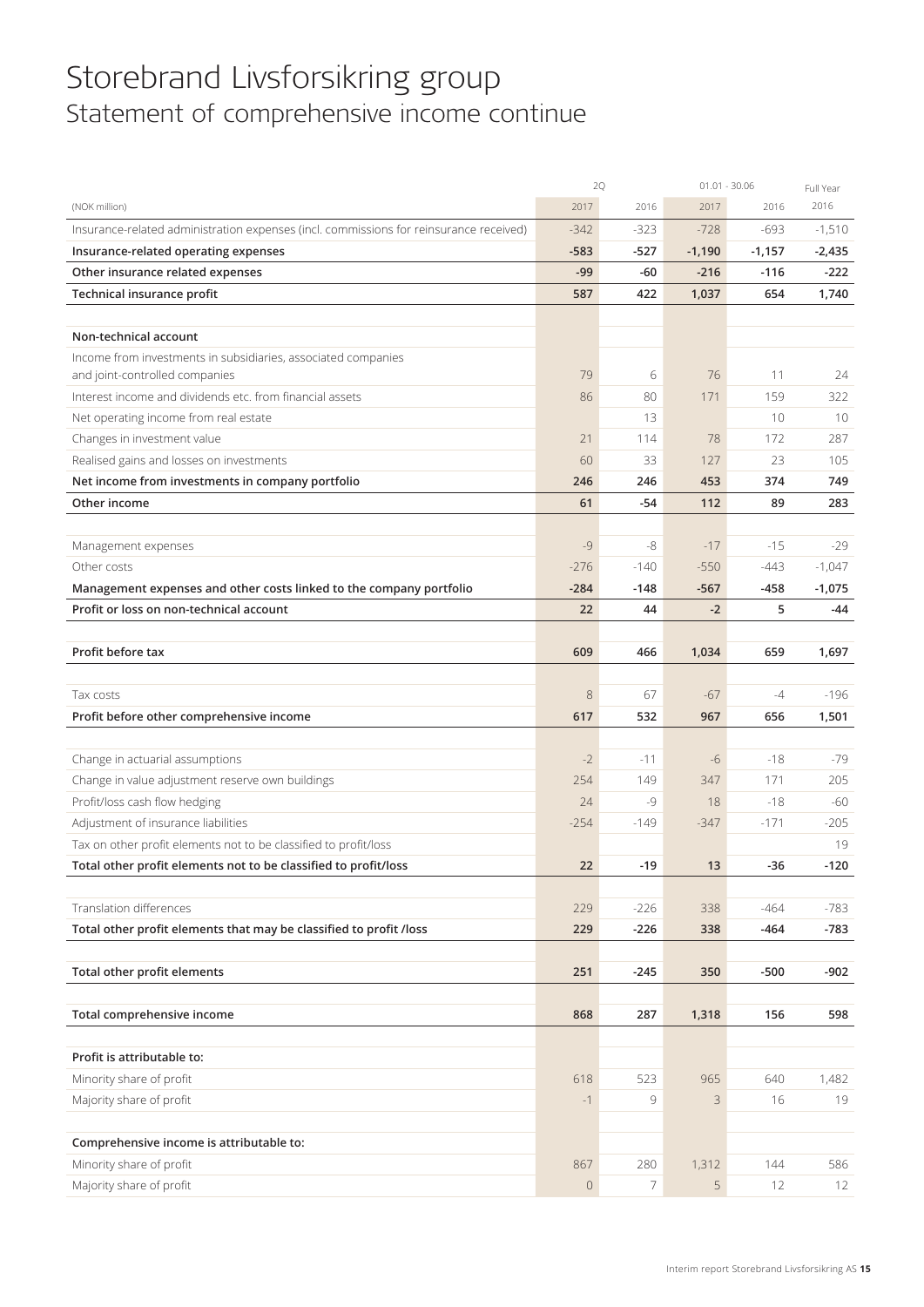# Storebrand Livsforsikring group

## Statement of comprehensive income continue

| (NOK million) | 2Q 2017 | 2Q 2016 | 01.01 - 30.06 2017 | 01.01 - 30.06 2016 | Full Year 2016 |
|---|---|---|---|---|---|
| Insurance-related administration expenses (incl. commissions for reinsurance received) | -342 | -323 | -728 | -693 | -1,510 |
| **Insurance-related operating expenses** | **-583** | **-527** | **-1,190** | **-1,157** | **-2,435** |
| **Other insurance related expenses** | **-99** | **-60** | **-216** | **-116** | **-222** |
| **Technical insurance profit** | **587** | **422** | **1,037** | **654** | **1,740** |
| | | | | | |
| **Non-technical account** | | | | | |
| Income from investments in subsidiaries, associated companies and joint-controlled companies | 79 | 6 | 76 | 11 | 24 |
| Interest income and dividends etc. from financial assets | 86 | 80 | 171 | 159 | 322 |
| Net operating income from real estate | | 13 | | 10 | 10 |
| Changes in investment value | 21 | 114 | 78 | 172 | 287 |
| Realised gains and losses on investments | 60 | 33 | 127 | 23 | 105 |
| **Net income from investments in company portfolio** | **246** | **246** | **453** | **374** | **749** |
| **Other income** | **61** | **-54** | **112** | **89** | **283** |
| | | | | | |
| Management expenses | -9 | -8 | -17 | -15 | -29 |
| Other costs | -276 | -140 | -550 | -443 | -1,047 |
| **Management expenses and other costs linked to the company portfolio** | **-284** | **-148** | **-567** | **-458** | **-1,075** |
| **Profit or loss on non-technical account** | **22** | **44** | **-2** | **5** | **-44** |
| | | | | | |
| **Profit before tax** | **609** | **466** | **1,034** | **659** | **1,697** |
| | | | | | |
| Tax costs | 8 | 67 | -67 | -4 | -196 |
| **Profit before other comprehensive income** | **617** | **532** | **967** | **656** | **1,501** |
| | | | | | |
| Change in actuarial assumptions | -2 | -11 | -6 | -18 | -79 |
| Change in value adjustment reserve own buildings | 254 | 149 | 347 | 171 | 205 |
| Profit/loss cash flow hedging | 24 | -9 | 18 | -18 | -60 |
| Adjustment of insurance liabilities | -254 | -149 | -347 | -171 | -205 |
| Tax on other profit elements not to be classified to profit/loss | | | | | 19 |
| **Total other profit elements not to be classified to profit/loss** | **22** | **-19** | **13** | **-36** | **-120** |
| | | | | | |
| Translation differences | 229 | -226 | 338 | -464 | -783 |
| **Total other profit elements that may be classified to profit /loss** | **229** | **-226** | **338** | **-464** | **-783** |
| | | | | | |
| **Total other profit elements** | **251** | **-245** | **350** | **-500** | **-902** |
| | | | | | |
| **Total comprehensive income** | **868** | **287** | **1,318** | **156** | **598** |
| | | | | | |
| **Profit is attributable to:** | | | | | |
| Minority share of profit | 618 | 523 | 965 | 640 | 1,482 |
| Majority share of profit | -1 | 9 | 3 | 16 | 19 |
| | | | | | |
| **Comprehensive income is attributable to:** | | | | | |
| Minority share of profit | 867 | 280 | 1,312 | 144 | 586 |
| Majority share of profit | 0 | 7 | 5 | 12 | 12 |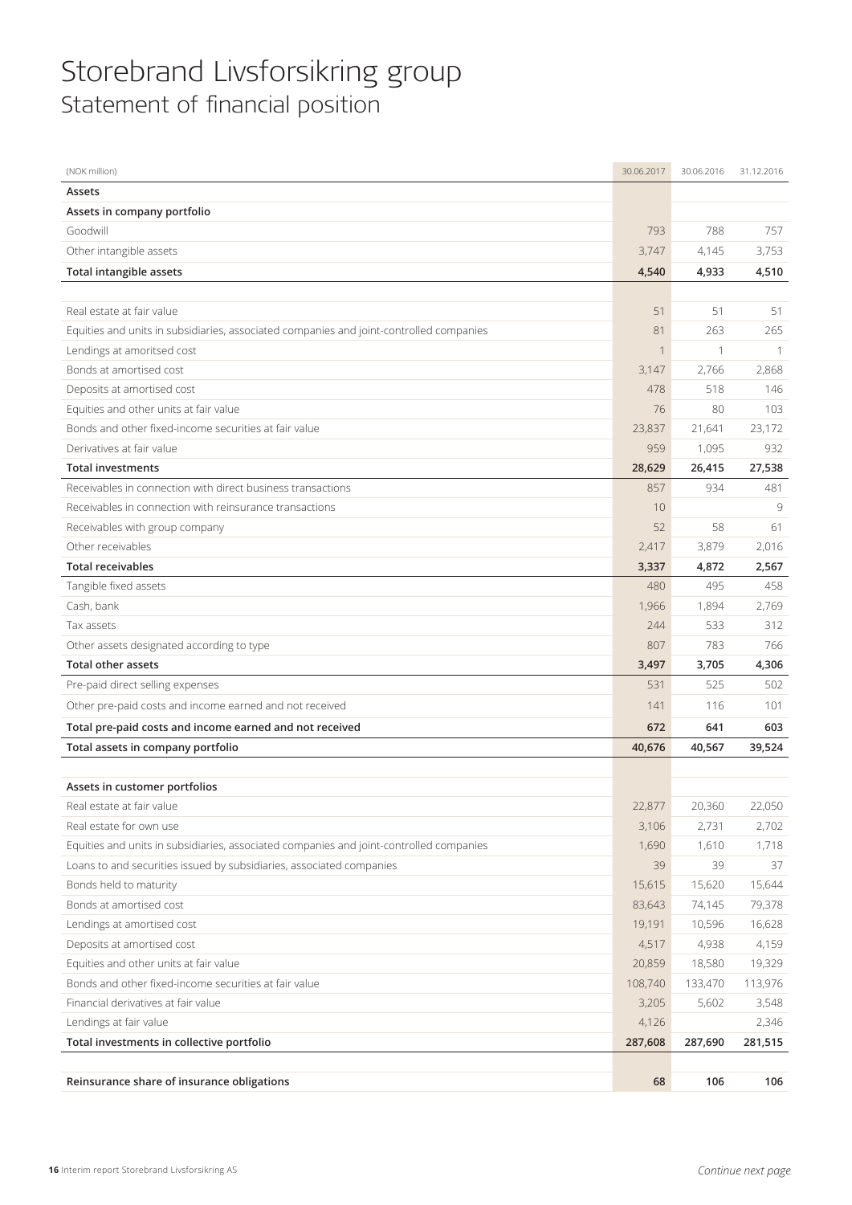# Storebrand Livsforsikring group

## Statement of financial position

| (NOK million) | 30.06.2017 | 30.06.2016 | 31.12.2016 |
|---|---|---|---|
| **Assets** | | | |
| **Assets in company portfolio** | | | |
| Goodwill | 793 | 788 | 757 |
| Other intangible assets | 3,747 | 4,145 | 3,753 |
| **Total intangible assets** | **4,540** | **4,933** | **4,510** |
| | | | |
| Real estate at fair value | 51 | 51 | 51 |
| Equities and units in subsidiaries, associated companies and joint-controlled companies | 81 | 263 | 265 |
| Lendings at amoritsed cost | 1 | 1 | 1 |
| Bonds at amortised cost | 3,147 | 2,766 | 2,868 |
| Deposits at amortised cost | 478 | 518 | 146 |
| Equities and other units at fair value | 76 | 80 | 103 |
| Bonds and other fixed-income securities at fair value | 23,837 | 21,641 | 23,172 |
| Derivatives at fair value | 959 | 1,095 | 932 |
| **Total investments** | **28,629** | **26,415** | **27,538** |
| Receivables in connection with direct business transactions | 857 | 934 | 481 |
| Receivables in connection with reinsurance transactions | 10 | | 9 |
| Receivables with group company | 52 | 58 | 61 |
| Other receivables | 2,417 | 3,879 | 2,016 |
| **Total receivables** | **3,337** | **4,872** | **2,567** |
| Tangible fixed assets | 480 | 495 | 458 |
| Cash, bank | 1,966 | 1,894 | 2,769 |
| Tax assets | 244 | 533 | 312 |
| Other assets designated according to type | 807 | 783 | 766 |
| **Total other assets** | **3,497** | **3,705** | **4,306** |
| Pre-paid direct selling expenses | 531 | 525 | 502 |
| Other pre-paid costs and income earned and not received | 141 | 116 | 101 |
| **Total pre-paid costs and income earned and not received** | **672** | **641** | **603** |
| **Total assets in company portfolio** | **40,676** | **40,567** | **39,524** |
| | | | |
| **Assets in customer portfolios** | | | |
| Real estate at fair value | 22,877 | 20,360 | 22,050 |
| Real estate for own use | 3,106 | 2,731 | 2,702 |
| Equities and units in subsidiaries, associated companies and joint-controlled companies | 1,690 | 1,610 | 1,718 |
| Loans to and securities issued by subsidiaries, associated companies | 39 | 39 | 37 |
| Bonds held to maturity | 15,615 | 15,620 | 15,644 |
| Bonds at amortised cost | 83,643 | 74,145 | 79,378 |
| Lendings at amortised cost | 19,191 | 10,596 | 16,628 |
| Deposits at amortised cost | 4,517 | 4,938 | 4,159 |
| Equities and other units at fair value | 20,859 | 18,580 | 19,329 |
| Bonds and other fixed-income securities at fair value | 108,740 | 133,470 | 113,976 |
| Financial derivatives at fair value | 3,205 | 5,602 | 3,548 |
| Lendings at fair value | 4,126 | | 2,346 |
| **Total investments in collective portfolio** | **287,608** | **287,690** | **281,515** |
| | | | |
| **Reinsurance share of insurance obligations** | **68** | **106** | **106** |

*Continue next page*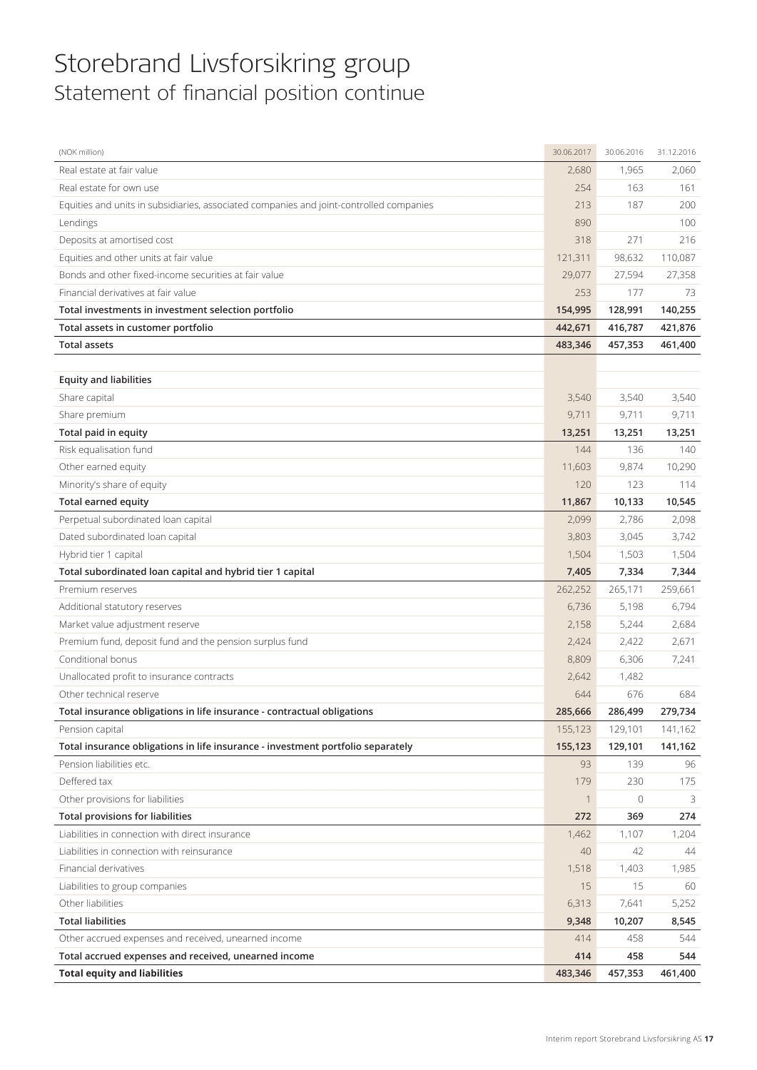# Storebrand Livsforsikring group

## Statement of financial position continue

| (NOK million) | 30.06.2017 | 30.06.2016 | 31.12.2016 |
|---|---|---|---|
| Real estate at fair value | 2,680 | 1,965 | 2,060 |
| Real estate for own use | 254 | 163 | 161 |
| Equities and units in subsidiaries, associated companies and joint-controlled companies | 213 | 187 | 200 |
| Lendings | 890 | | 100 |
| Deposits at amortised cost | 318 | 271 | 216 |
| Equities and other units at fair value | 121,311 | 98,632 | 110,087 |
| Bonds and other fixed-income securities at fair value | 29,077 | 27,594 | 27,358 |
| Financial derivatives at fair value | 253 | 177 | 73 |
| **Total investments in investment selection portfolio** | **154,995** | **128,991** | **140,255** |
| **Total assets in customer portfolio** | **442,671** | **416,787** | **421,876** |
| **Total assets** | **483,346** | **457,353** | **461,400** |
| | | | |
| **Equity and liabilities** | | | |
| Share capital | 3,540 | 3,540 | 3,540 |
| Share premium | 9,711 | 9,711 | 9,711 |
| **Total paid in equity** | **13,251** | **13,251** | **13,251** |
| Risk equalisation fund | 144 | 136 | 140 |
| Other earned equity | 11,603 | 9,874 | 10,290 |
| Minority's share of equity | 120 | 123 | 114 |
| **Total earned equity** | **11,867** | **10,133** | **10,545** |
| Perpetual subordinated loan capital | 2,099 | 2,786 | 2,098 |
| Dated subordinated loan capital | 3,803 | 3,045 | 3,742 |
| Hybrid tier 1 capital | 1,504 | 1,503 | 1,504 |
| **Total subordinated loan capital and hybrid tier 1 capital** | **7,405** | **7,334** | **7,344** |
| Premium reserves | 262,252 | 265,171 | 259,661 |
| Additional statutory reserves | 6,736 | 5,198 | 6,794 |
| Market value adjustment reserve | 2,158 | 5,244 | 2,684 |
| Premium fund, deposit fund and the pension surplus fund | 2,424 | 2,422 | 2,671 |
| Conditional bonus | 8,809 | 6,306 | 7,241 |
| Unallocated profit to insurance contracts | 2,642 | 1,482 | |
| Other technical reserve | 644 | 676 | 684 |
| **Total insurance obligations in life insurance - contractual obligations** | **285,666** | **286,499** | **279,734** |
| Pension capital | 155,123 | 129,101 | 141,162 |
| **Total insurance obligations in life insurance - investment portfolio separately** | **155,123** | **129,101** | **141,162** |
| Pension liabilities etc. | 93 | 139 | 96 |
| Deffered tax | 179 | 230 | 175 |
| Other provisions for liabilities | 1 | 0 | 3 |
| **Total provisions for liabilities** | **272** | **369** | **274** |
| Liabilities in connection with direct insurance | 1,462 | 1,107 | 1,204 |
| Liabilities in connection with reinsurance | 40 | 42 | 44 |
| Financial derivatives | 1,518 | 1,403 | 1,985 |
| Liabilities to group companies | 15 | 15 | 60 |
| Other liabilities | 6,313 | 7,641 | 5,252 |
| **Total liabilities** | **9,348** | **10,207** | **8,545** |
| Other accrued expenses and received, unearned income | 414 | 458 | 544 |
| **Total accrued expenses and received, unearned income** | **414** | **458** | **544** |
| **Total equity and liabilities** | **483,346** | **457,353** | **461,400** |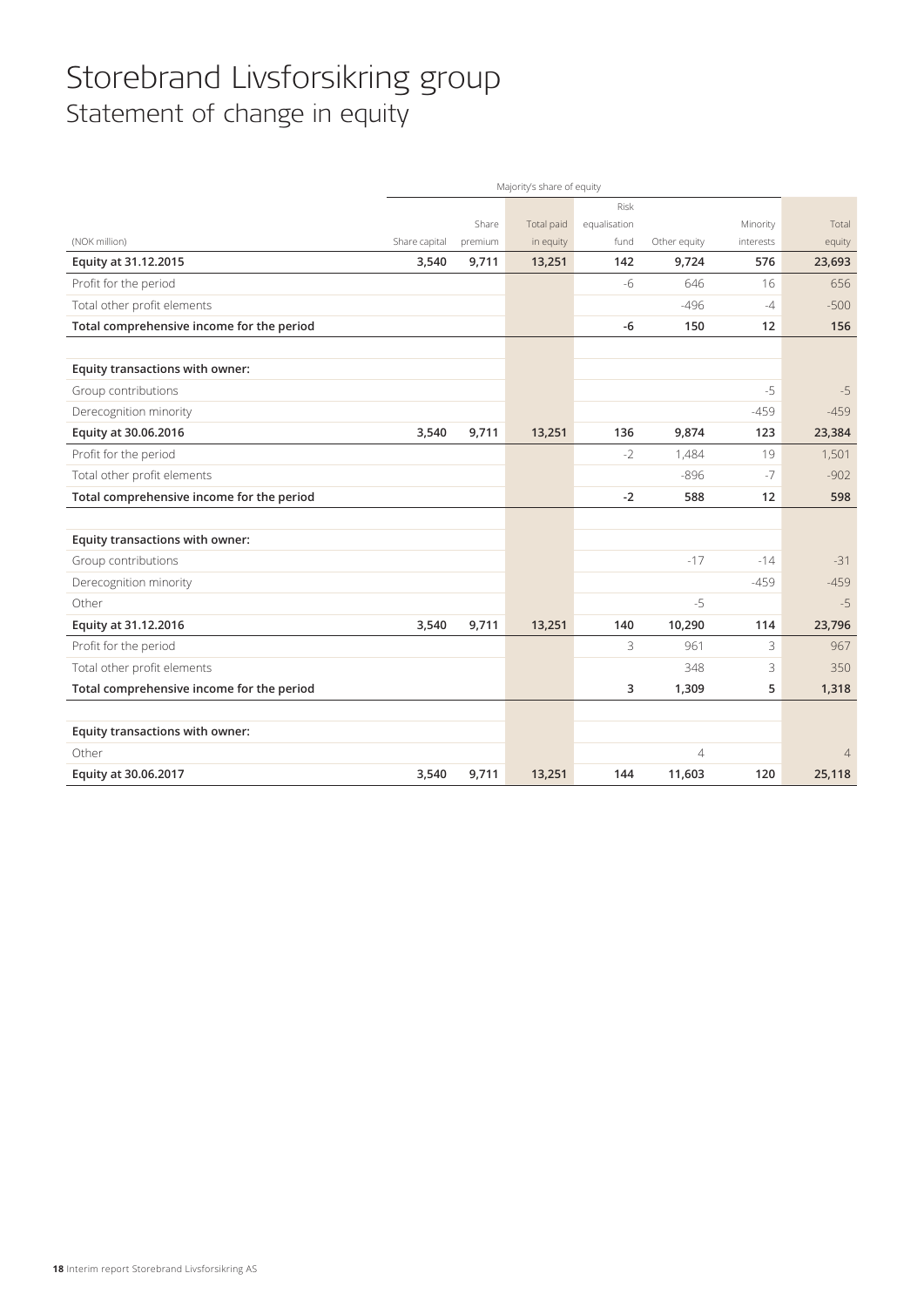# Storebrand Livsforsikring group

## Statement of change in equity

| | Majority's share of equity | | | | | | |
|---|---|---|---|---|---|---|---|
| (NOK million) | Share capital | Share premium | Total paid in equity | Risk equalisation fund | Other equity | Minority interests | Total equity |
| **Equity at 31.12.2015** | **3,540** | **9,711** | **13,251** | **142** | **9,724** | **576** | **23,693** |
| Profit for the period | | | | -6 | 646 | 16 | 656 |
| Total other profit elements | | | | | -496 | -4 | -500 |
| **Total comprehensive income for the period** | | | | **-6** | **150** | **12** | **156** |
| | | | | | | | |
| **Equity transactions with owner:** | | | | | | | |
| Group contributions | | | | | | -5 | -5 |
| Derecognition minority | | | | | | -459 | -459 |
| **Equity at 30.06.2016** | **3,540** | **9,711** | **13,251** | **136** | **9,874** | **123** | **23,384** |
| Profit for the period | | | | -2 | 1,484 | 19 | 1,501 |
| Total other profit elements | | | | | -896 | -7 | -902 |
| **Total comprehensive income for the period** | | | | **-2** | **588** | **12** | **598** |
| | | | | | | | |
| **Equity transactions with owner:** | | | | | | | |
| Group contributions | | | | | -17 | -14 | -31 |
| Derecognition minority | | | | | | -459 | -459 |
| Other | | | | | -5 | | -5 |
| **Equity at 31.12.2016** | **3,540** | **9,711** | **13,251** | **140** | **10,290** | **114** | **23,796** |
| Profit for the period | | | | 3 | 961 | 3 | 967 |
| Total other profit elements | | | | | 348 | 3 | 350 |
| **Total comprehensive income for the period** | | | | **3** | **1,309** | **5** | **1,318** |
| | | | | | | | |
| **Equity transactions with owner:** | | | | | | | |
| Other | | | | | 4 | | 4 |
| **Equity at 30.06.2017** | **3,540** | **9,711** | **13,251** | **144** | **11,603** | **120** | **25,118** |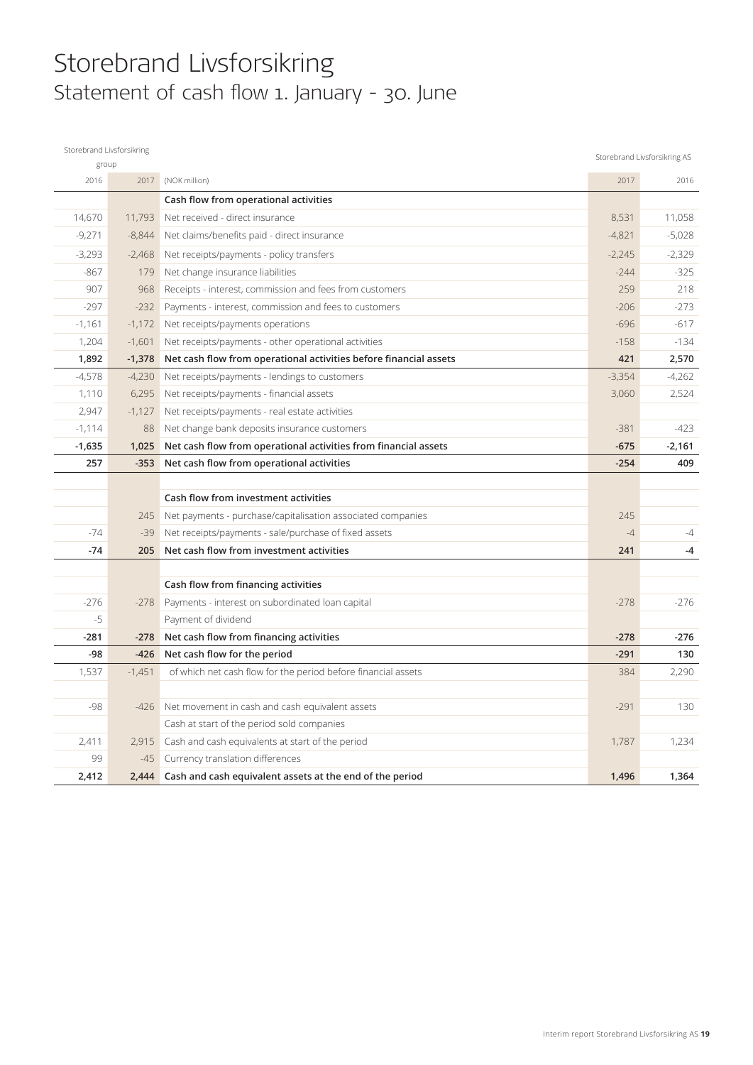# Storebrand Livsforsikring
## Statement of cash flow 1. January - 30. June

| Storebrand Livsforsikring group | | | Storebrand Livsforsikring AS | |
|---|---|---|---|---|
| 2016 | 2017 | (NOK million) | 2017 | 2016 |
| | | **Cash flow from operational activities** | | |
| 14,670 | 11,793 | Net received - direct insurance | 8,531 | 11,058 |
| -9,271 | -8,844 | Net claims/benefits paid - direct insurance | -4,821 | -5,028 |
| -3,293 | -2,468 | Net receipts/payments - policy transfers | -2,245 | -2,329 |
| -867 | 179 | Net change insurance liabilities | -244 | -325 |
| 907 | 968 | Receipts - interest, commission and fees from customers | 259 | 218 |
| -297 | -232 | Payments - interest, commission and fees to customers | -206 | -273 |
| -1,161 | -1,172 | Net receipts/payments operations | -696 | -617 |
| 1,204 | -1,601 | Net receipts/payments - other operational activities | -158 | -134 |
| **1,892** | **-1,378** | **Net cash flow from operational activities before financial assets** | **421** | **2,570** |
| -4,578 | -4,230 | Net receipts/payments - lendings to customers | -3,354 | -4,262 |
| 1,110 | 6,295 | Net receipts/payments - financial assets | 3,060 | 2,524 |
| 2,947 | -1,127 | Net receipts/payments - real estate activities | | |
| -1,114 | 88 | Net change bank deposits insurance customers | -381 | -423 |
| **-1,635** | **1,025** | **Net cash flow from operational activities from financial assets** | **-675** | **-2,161** |
| **257** | **-353** | **Net cash flow from operational activities** | **-254** | **409** |
| | | | | |
| | | **Cash flow from investment activities** | | |
| | 245 | Net payments - purchase/capitalisation associated companies | 245 | |
| -74 | -39 | Net receipts/payments - sale/purchase of fixed assets | -4 | -4 |
| **-74** | **205** | **Net cash flow from investment activities** | **241** | **-4** |
| | | | | |
| | | **Cash flow from financing activities** | | |
| -276 | -278 | Payments - interest on subordinated loan capital | -278 | -276 |
| -5 | | Payment of dividend | | |
| **-281** | **-278** | **Net cash flow from financing activities** | **-278** | **-276** |
| **-98** | **-426** | **Net cash flow for the period** | **-291** | **130** |
| 1,537 | -1,451 | of which net cash flow for the period before financial assets | 384 | 2,290 |
| | | | | |
| -98 | -426 | Net movement in cash and cash equivalent assets | -291 | 130 |
| | | Cash at start of the period sold companies | | |
| 2,411 | 2,915 | Cash and cash equivalents at start of the period | 1,787 | 1,234 |
| 99 | -45 | Currency translation differences | | |
| **2,412** | **2,444** | **Cash and cash equivalent assets at the end of the period** | **1,496** | **1,364** |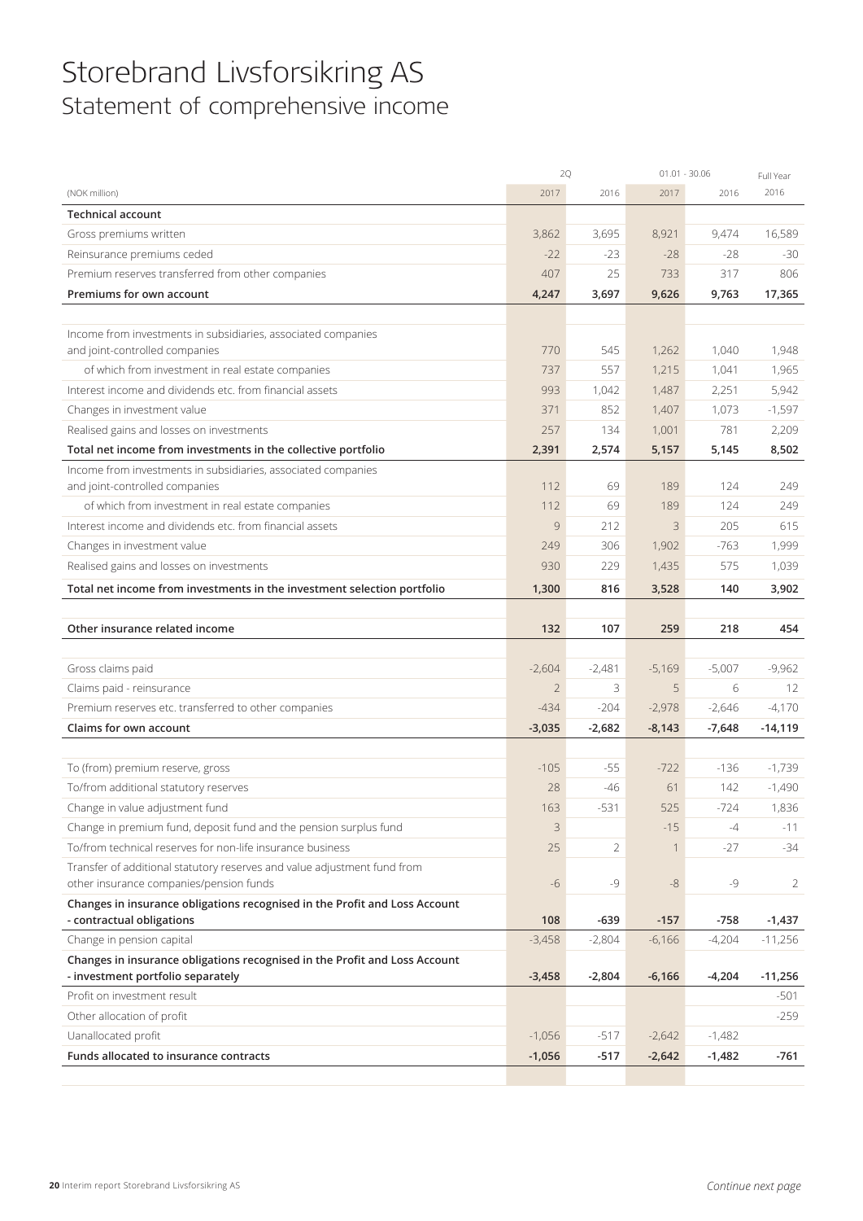# Storebrand Livsforsikring AS
## Statement of comprehensive income

| (NOK million) | 2Q 2017 | 2Q 2016 | 01.01 - 30.06 2017 | 01.01 - 30.06 2016 | Full Year 2016 |
|---|---|---|---|---|---|
| **Technical account** | | | | | |
| Gross premiums written | 3,862 | 3,695 | 8,921 | 9,474 | 16,589 |
| Reinsurance premiums ceded | -22 | -23 | -28 | -28 | -30 |
| Premium reserves transferred from other companies | 407 | 25 | 733 | 317 | 806 |
| **Premiums for own account** | **4,247** | **3,697** | **9,626** | **9,763** | **17,365** |
| | | | | | |
| Income from investments in subsidiaries, associated companies and joint-controlled companies | 770 | 545 | 1,262 | 1,040 | 1,948 |
| of which from investment in real estate companies | 737 | 557 | 1,215 | 1,041 | 1,965 |
| Interest income and dividends etc. from financial assets | 993 | 1,042 | 1,487 | 2,251 | 5,942 |
| Changes in investment value | 371 | 852 | 1,407 | 1,073 | -1,597 |
| Realised gains and losses on investments | 257 | 134 | 1,001 | 781 | 2,209 |
| **Total net income from investments in the collective portfolio** | **2,391** | **2,574** | **5,157** | **5,145** | **8,502** |
| Income from investments in subsidiaries, associated companies and joint-controlled companies | 112 | 69 | 189 | 124 | 249 |
| of which from investment in real estate companies | 112 | 69 | 189 | 124 | 249 |
| Interest income and dividends etc. from financial assets | 9 | 212 | 3 | 205 | 615 |
| Changes in investment value | 249 | 306 | 1,902 | -763 | 1,999 |
| Realised gains and losses on investments | 930 | 229 | 1,435 | 575 | 1,039 |
| **Total net income from investments in the investment selection portfolio** | **1,300** | **816** | **3,528** | **140** | **3,902** |
| | | | | | |
| **Other insurance related income** | **132** | **107** | **259** | **218** | **454** |
| | | | | | |
| Gross claims paid | -2,604 | -2,481 | -5,169 | -5,007 | -9,962 |
| Claims paid - reinsurance | 2 | 3 | 5 | 6 | 12 |
| Premium reserves etc. transferred to other companies | -434 | -204 | -2,978 | -2,646 | -4,170 |
| **Claims for own account** | **-3,035** | **-2,682** | **-8,143** | **-7,648** | **-14,119** |
| | | | | | |
| To (from) premium reserve, gross | -105 | -55 | -722 | -136 | -1,739 |
| To/from additional statutory reserves | 28 | -46 | 61 | 142 | -1,490 |
| Change in value adjustment fund | 163 | -531 | 525 | -724 | 1,836 |
| Change in premium fund, deposit fund and the pension surplus fund | 3 | | -15 | -4 | -11 |
| To/from technical reserves for non-life insurance business | 25 | 2 | 1 | -27 | -34 |
| Transfer of additional statutory reserves and value adjustment fund from other insurance companies/pension funds | -6 | -9 | -8 | -9 | 2 |
| **Changes in insurance obligations recognised in the Profit and Loss Account - contractual obligations** | **108** | **-639** | **-157** | **-758** | **-1,437** |
| Change in pension capital | -3,458 | -2,804 | -6,166 | -4,204 | -11,256 |
| **Changes in insurance obligations recognised in the Profit and Loss Account - investment portfolio separately** | **-3,458** | **-2,804** | **-6,166** | **-4,204** | **-11,256** |
| Profit on investment result | | | | | -501 |
| Other allocation of profit | | | | | -259 |
| Uanallocated profit | -1,056 | -517 | -2,642 | -1,482 | |
| **Funds allocated to insurance contracts** | **-1,056** | **-517** | **-2,642** | **-1,482** | **-761** |

*Continue next page*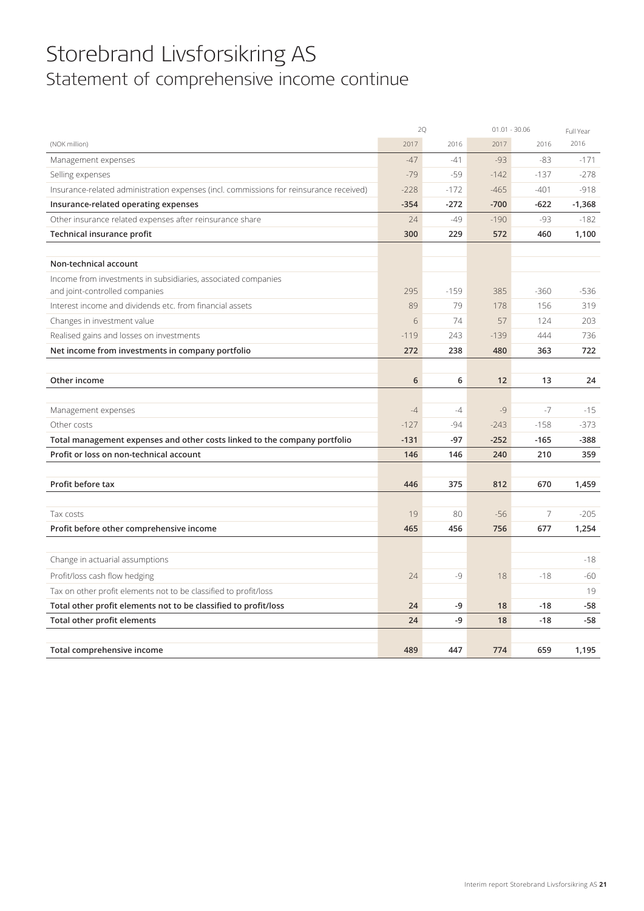# Storebrand Livsforsikring AS

## Statement of comprehensive income continue

| | 2Q | | 01.01 - 30.06 | | Full Year |
|---|---|---|---|---|---|
| (NOK million) | 2017 | 2016 | 2017 | 2016 | 2016 |
| Management expenses | -47 | -41 | -93 | -83 | -171 |
| Selling expenses | -79 | -59 | -142 | -137 | -278 |
| Insurance-related administration expenses (incl. commissions for reinsurance received) | -228 | -172 | -465 | -401 | -918 |
| **Insurance-related operating expenses** | **-354** | **-272** | **-700** | **-622** | **-1,368** |
| Other insurance related expenses after reinsurance share | 24 | -49 | -190 | -93 | -182 |
| **Technical insurance profit** | **300** | **229** | **572** | **460** | **1,100** |
| | | | | | |
| **Non-technical account** | | | | | |
| Income from investments in subsidiaries, associated companies and joint-controlled companies | 295 | -159 | 385 | -360 | -536 |
| Interest income and dividends etc. from financial assets | 89 | 79 | 178 | 156 | 319 |
| Changes in investment value | 6 | 74 | 57 | 124 | 203 |
| Realised gains and losses on investments | -119 | 243 | -139 | 444 | 736 |
| **Net income from investments in company portfolio** | **272** | **238** | **480** | **363** | **722** |
| | | | | | |
| **Other income** | **6** | **6** | **12** | **13** | **24** |
| | | | | | |
| Management expenses | -4 | -4 | -9 | -7 | -15 |
| Other costs | -127 | -94 | -243 | -158 | -373 |
| **Total management expenses and other costs linked to the company portfolio** | **-131** | **-97** | **-252** | **-165** | **-388** |
| **Profit or loss on non-technical account** | **146** | **146** | **240** | **210** | **359** |
| | | | | | |
| **Profit before tax** | **446** | **375** | **812** | **670** | **1,459** |
| | | | | | |
| Tax costs | 19 | 80 | -56 | 7 | -205 |
| **Profit before other comprehensive income** | **465** | **456** | **756** | **677** | **1,254** |
| | | | | | |
| Change in actuarial assumptions | | | | | -18 |
| Profit/loss cash flow hedging | 24 | -9 | 18 | -18 | -60 |
| Tax on other profit elements not to be classified to profit/loss | | | | | 19 |
| **Total other profit elements not to be classified to profit/loss** | **24** | **-9** | **18** | **-18** | **-58** |
| **Total other profit elements** | **24** | **-9** | **18** | **-18** | **-58** |
| | | | | | |
| **Total comprehensive income** | **489** | **447** | **774** | **659** | **1,195** |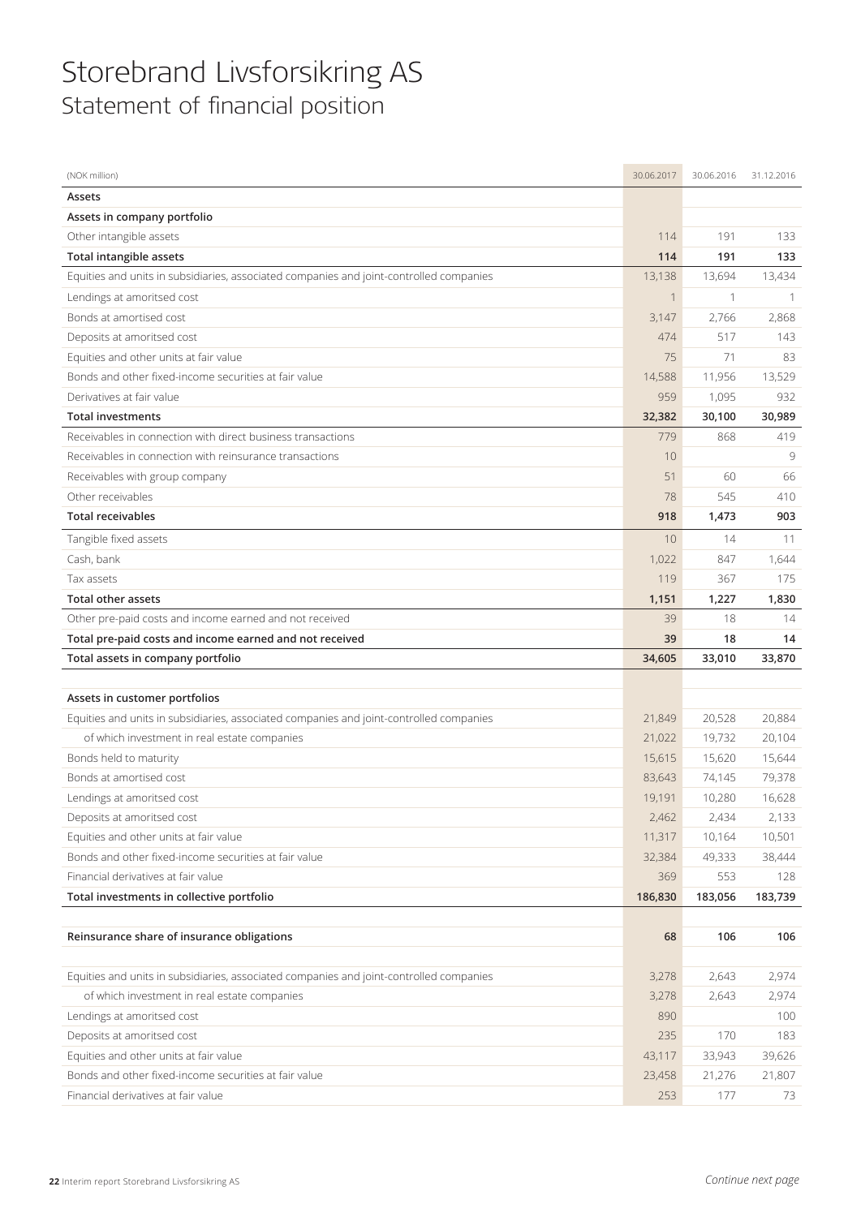# Storebrand Livsforsikring AS

## Statement of financial position

| (NOK million) | 30.06.2017 | 30.06.2016 | 31.12.2016 |
|---|---|---|---|
| **Assets** | | | |
| **Assets in company portfolio** | | | |
| Other intangible assets | 114 | 191 | 133 |
| **Total intangible assets** | **114** | **191** | **133** |
| Equities and units in subsidiaries, associated companies and joint-controlled companies | 13,138 | 13,694 | 13,434 |
| Lendings at amoritsed cost | 1 | 1 | 1 |
| Bonds at amortised cost | 3,147 | 2,766 | 2,868 |
| Deposits at amoritsed cost | 474 | 517 | 143 |
| Equities and other units at fair value | 75 | 71 | 83 |
| Bonds and other fixed-income securities at fair value | 14,588 | 11,956 | 13,529 |
| Derivatives at fair value | 959 | 1,095 | 932 |
| **Total investments** | **32,382** | **30,100** | **30,989** |
| Receivables in connection with direct business transactions | 779 | 868 | 419 |
| Receivables in connection with reinsurance transactions | 10 | | 9 |
| Receivables with group company | 51 | 60 | 66 |
| Other receivables | 78 | 545 | 410 |
| **Total receivables** | **918** | **1,473** | **903** |
| Tangible fixed assets | 10 | 14 | 11 |
| Cash, bank | 1,022 | 847 | 1,644 |
| Tax assets | 119 | 367 | 175 |
| **Total other assets** | **1,151** | **1,227** | **1,830** |
| Other pre-paid costs and income earned and not received | 39 | 18 | 14 |
| **Total pre-paid costs and income earned and not received** | **39** | **18** | **14** |
| **Total assets in company portfolio** | **34,605** | **33,010** | **33,870** |
| | | | |
| **Assets in customer portfolios** | | | |
| Equities and units in subsidiaries, associated companies and joint-controlled companies | 21,849 | 20,528 | 20,884 |
| of which investment in real estate companies | 21,022 | 19,732 | 20,104 |
| Bonds held to maturity | 15,615 | 15,620 | 15,644 |
| Bonds at amortised cost | 83,643 | 74,145 | 79,378 |
| Lendings at amoritsed cost | 19,191 | 10,280 | 16,628 |
| Deposits at amoritsed cost | 2,462 | 2,434 | 2,133 |
| Equities and other units at fair value | 11,317 | 10,164 | 10,501 |
| Bonds and other fixed-income securities at fair value | 32,384 | 49,333 | 38,444 |
| Financial derivatives at fair value | 369 | 553 | 128 |
| **Total investments in collective portfolio** | **186,830** | **183,056** | **183,739** |
| | | | |
| **Reinsurance share of insurance obligations** | **68** | **106** | **106** |
| | | | |
| Equities and units in subsidiaries, associated companies and joint-controlled companies | 3,278 | 2,643 | 2,974 |
| of which investment in real estate companies | 3,278 | 2,643 | 2,974 |
| Lendings at amoritsed cost | 890 | | 100 |
| Deposits at amoritsed cost | 235 | 170 | 183 |
| Equities and other units at fair value | 43,117 | 33,943 | 39,626 |
| Bonds and other fixed-income securities at fair value | 23,458 | 21,276 | 21,807 |
| Financial derivatives at fair value | 253 | 177 | 73 |

*Continue next page*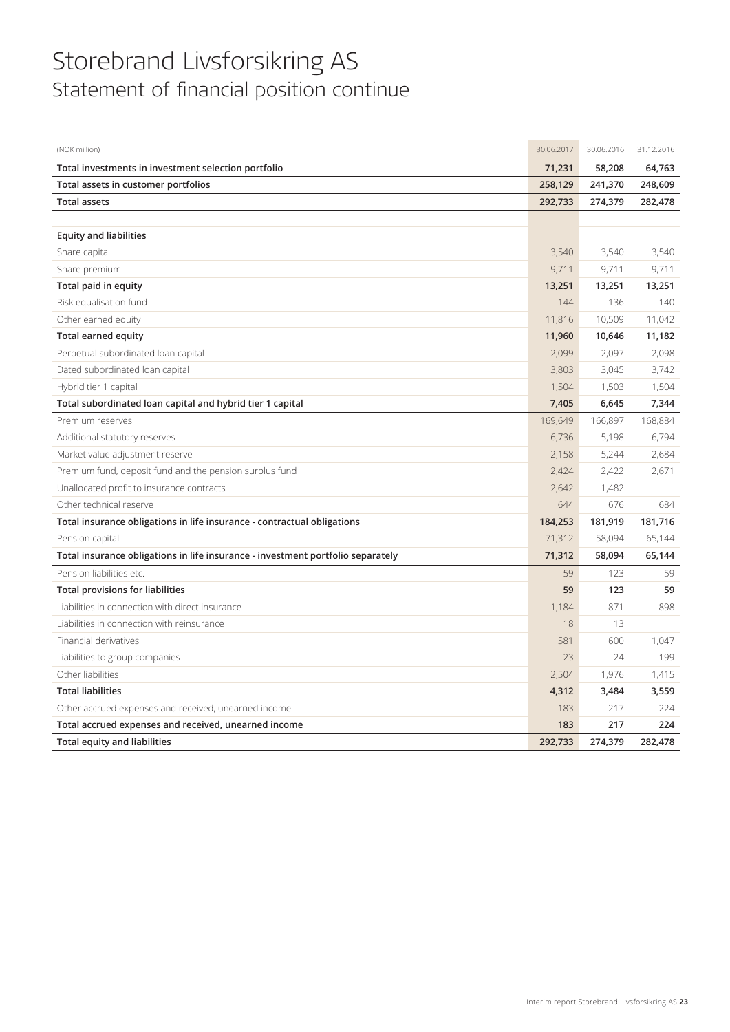# Storebrand Livsforsikring AS

## Statement of financial position continue

| (NOK million) | 30.06.2017 | 30.06.2016 | 31.12.2016 |
|---|---|---|---|
| **Total investments in investment selection portfolio** | **71,231** | **58,208** | **64,763** |
| **Total assets in customer portfolios** | **258,129** | **241,370** | **248,609** |
| **Total assets** | **292,733** | **274,379** | **282,478** |
| | | | |
| **Equity and liabilities** | | | |
| Share capital | 3,540 | 3,540 | 3,540 |
| Share premium | 9,711 | 9,711 | 9,711 |
| **Total paid in equity** | **13,251** | **13,251** | **13,251** |
| Risk equalisation fund | 144 | 136 | 140 |
| Other earned equity | 11,816 | 10,509 | 11,042 |
| **Total earned equity** | **11,960** | **10,646** | **11,182** |
| Perpetual subordinated loan capital | 2,099 | 2,097 | 2,098 |
| Dated subordinated loan capital | 3,803 | 3,045 | 3,742 |
| Hybrid tier 1 capital | 1,504 | 1,503 | 1,504 |
| **Total subordinated loan capital and hybrid tier 1 capital** | **7,405** | **6,645** | **7,344** |
| Premium reserves | 169,649 | 166,897 | 168,884 |
| Additional statutory reserves | 6,736 | 5,198 | 6,794 |
| Market value adjustment reserve | 2,158 | 5,244 | 2,684 |
| Premium fund, deposit fund and the pension surplus fund | 2,424 | 2,422 | 2,671 |
| Unallocated profit to insurance contracts | 2,642 | 1,482 | |
| Other technical reserve | 644 | 676 | 684 |
| **Total insurance obligations in life insurance - contractual obligations** | **184,253** | **181,919** | **181,716** |
| Pension capital | 71,312 | 58,094 | 65,144 |
| **Total insurance obligations in life insurance - investment portfolio separately** | **71,312** | **58,094** | **65,144** |
| Pension liabilities etc. | 59 | 123 | 59 |
| **Total provisions for liabilities** | **59** | **123** | **59** |
| Liabilities in connection with direct insurance | 1,184 | 871 | 898 |
| Liabilities in connection with reinsurance | 18 | 13 | |
| Financial derivatives | 581 | 600 | 1,047 |
| Liabilities to group companies | 23 | 24 | 199 |
| Other liabilities | 2,504 | 1,976 | 1,415 |
| **Total liabilities** | **4,312** | **3,484** | **3,559** |
| Other accrued expenses and received, unearned income | 183 | 217 | 224 |
| **Total accrued expenses and received, unearned income** | **183** | **217** | **224** |
| **Total equity and liabilities** | **292,733** | **274,379** | **282,478** |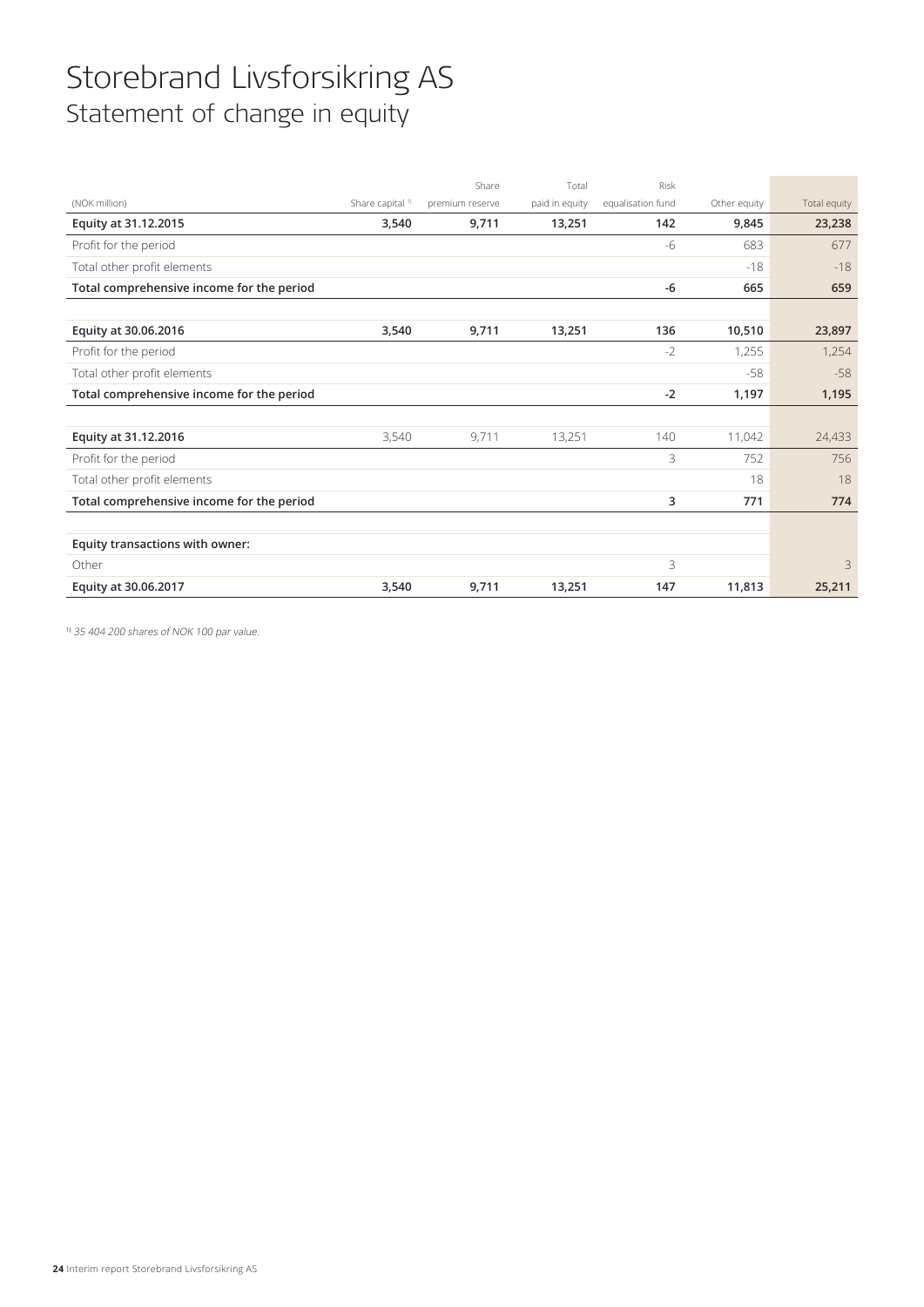# Storebrand Livsforsikring AS

## Statement of change in equity

| (NOK million) | Share capital [1] | Share premium reserve | Total paid in equity | Risk equalisation fund | Other equity | Total equity |
|---|---|---|---|---|---|---|
| **Equity at 31.12.2015** | **3,540** | **9,711** | **13,251** | **142** | **9,845** | **23,238** |
| Profit for the period | | | | -6 | 683 | 677 |
| Total other profit elements | | | | | -18 | -18 |
| **Total comprehensive income for the period** | | | | **-6** | **665** | **659** |
| | | | | | | |
| **Equity at 30.06.2016** | **3,540** | **9,711** | **13,251** | **136** | **10,510** | **23,897** |
| Profit for the period | | | | -2 | 1,255 | 1,254 |
| Total other profit elements | | | | | -58 | -58 |
| **Total comprehensive income for the period** | | | | **-2** | **1,197** | **1,195** |
| | | | | | | |
| **Equity at 31.12.2016** | 3,540 | 9,711 | 13,251 | 140 | 11,042 | 24,433 |
| Profit for the period | | | | 3 | 752 | 756 |
| Total other profit elements | | | | | 18 | 18 |
| **Total comprehensive income for the period** | | | | **3** | **771** | **774** |
| | | | | | | |
| **Equity transactions with owner:** | | | | | | |
| Other | | | | 3 | | 3 |
| **Equity at 30.06.2017** | **3,540** | **9,711** | **13,251** | **147** | **11,813** | **25,211** |

[1] *35 404 200 shares of NOK 100 par value.*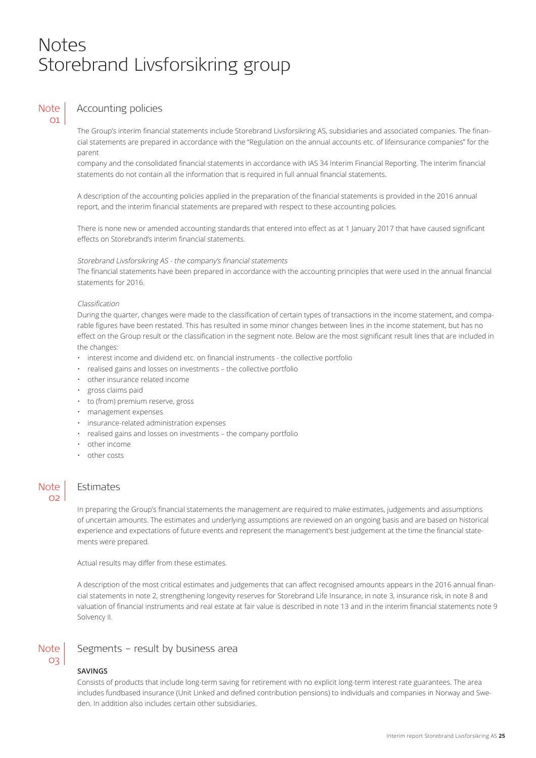# Notes
# Storebrand Livsforsikring group

## Note 01 Accounting policies

The Group's interim financial statements include Storebrand Livsforsikring AS, subsidiaries and associated companies. The financial statements are prepared in accordance with the "Regulation on the annual accounts etc. of lifeinsurance companies" for the parent
company and the consolidated financial statements in accordance with IAS 34 Interim Financial Reporting. The interim financial statements do not contain all the information that is required in full annual financial statements.

A description of the accounting policies applied in the preparation of the financial statements is provided in the 2016 annual report, and the interim financial statements are prepared with respect to these accounting policies.

There is none new or amended accounting standards that entered into effect as at 1 January 2017 that have caused significant effects on Storebrand's interim financial statements.

*Storebrand Livsforsikring AS - the company's financial statements*
The financial statements have been prepared in accordance with the accounting principles that were used in the annual financial statements for 2016.

*Classification*
During the quarter, changes were made to the classification of certain types of transactions in the income statement, and comparable figures have been restated. This has resulted in some minor changes between lines in the income statement, but has no effect on the Group result or the classification in the segment note. Below are the most significant result lines that are included in the changes:

- interest income and dividend etc. on financial instruments - the collective portfolio
- realised gains and losses on investments – the collective portfolio
- other insurance related income
- gross claims paid
- to (from) premium reserve, gross
- management expenses
- insurance-related administration expenses
- realised gains and losses on investments – the company portfolio
- other income
- other costs

## Note 02 Estimates

In preparing the Group's financial statements the management are required to make estimates, judgements and assumptions of uncertain amounts. The estimates and underlying assumptions are reviewed on an ongoing basis and are based on historical experience and expectations of future events and represent the management's best judgement at the time the financial statements were prepared.

Actual results may differ from these estimates.

A description of the most critical estimates and judgements that can affect recognised amounts appears in the 2016 annual financial statements in note 2, strengthening longevity reserves for Storebrand Life Insurance, in note 3, insurance risk, in note 8 and valuation of financial instruments and real estate at fair value is described in note 13 and in the interim financial statements note 9 Solvency II.

## Note 03 Segments – result by business area

**SAVINGS**

Consists of products that include long-term saving for retirement with no explicit long-term interest rate guarantees. The area includes fundbased insurance (Unit Linked and defined contribution pensions) to individuals and companies in Norway and Sweden. In addition also includes certain other subsidiaries.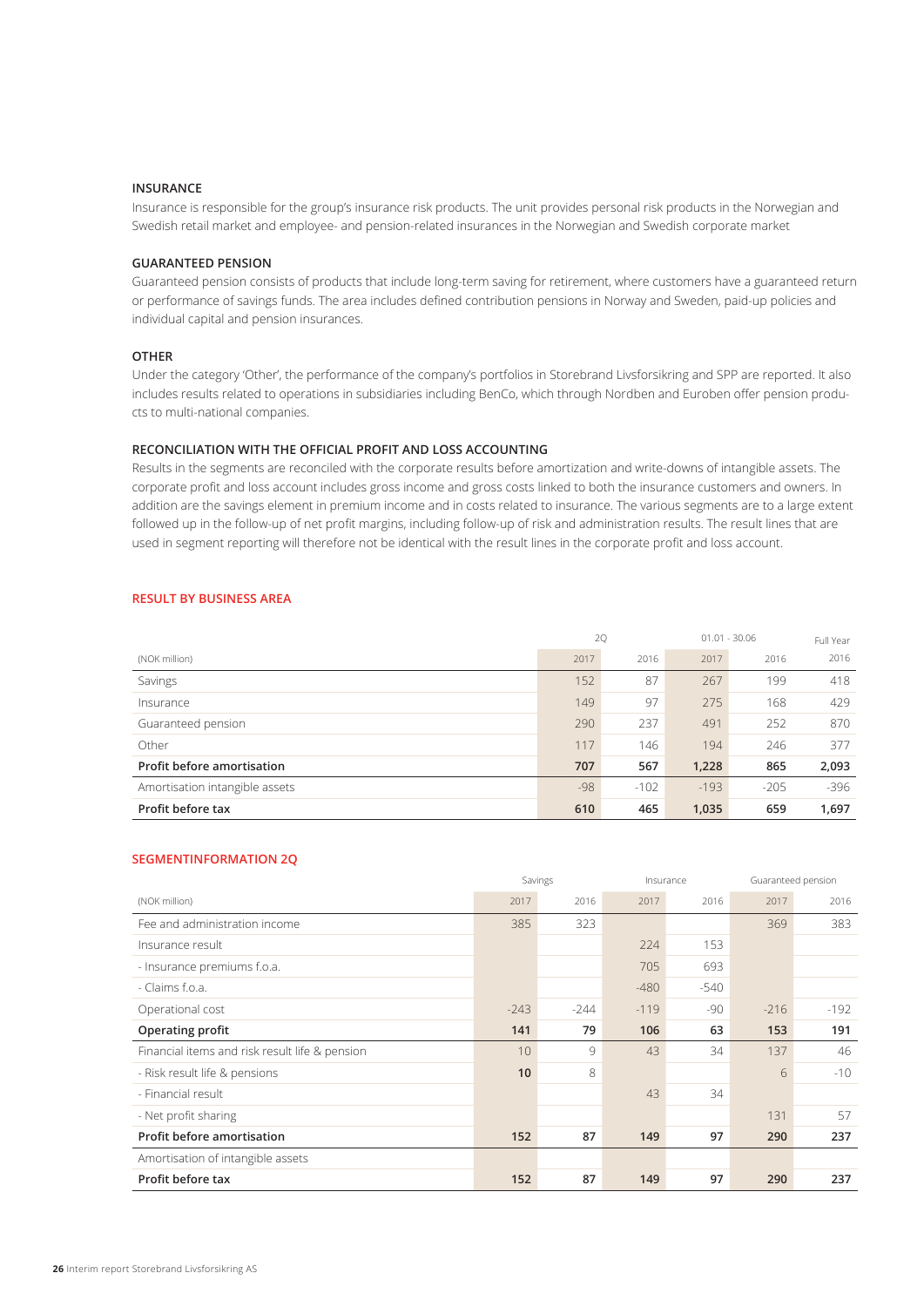### INSURANCE

Insurance is responsible for the group's insurance risk products. The unit provides personal risk products in the Norwegian and Swedish retail market and employee- and pension-related insurances in the Norwegian and Swedish corporate market

### GUARANTEED PENSION

Guaranteed pension consists of products that include long-term saving for retirement, where customers have a guaranteed return or performance of savings funds. The area includes defined contribution pensions in Norway and Sweden, paid-up policies and individual capital and pension insurances.

### OTHER

Under the category 'Other', the performance of the company's portfolios in Storebrand Livsforsikring and SPP are reported. It also includes results related to operations in subsidiaries including BenCo, which through Nordben and Euroben offer pension products to multi-national companies.

### RECONCILIATION WITH THE OFFICIAL PROFIT AND LOSS ACCOUNTING

Results in the segments are reconciled with the corporate results before amortization and write-downs of intangible assets. The corporate profit and loss account includes gross income and gross costs linked to both the insurance customers and owners. In addition are the savings element in premium income and in costs related to insurance. The various segments are to a large extent followed up in the follow-up of net profit margins, including follow-up of risk and administration results. The result lines that are used in segment reporting will therefore not be identical with the result lines in the corporate profit and loss account.

## RESULT BY BUSINESS AREA

| | 2Q | | 01.01 - 30.06 | | Full Year |
|---|---|---|---|---|---|
| (NOK million) | 2017 | 2016 | 2017 | 2016 | 2016 |
| Savings | 152 | 87 | 267 | 199 | 418 |
| Insurance | 149 | 97 | 275 | 168 | 429 |
| Guaranteed pension | 290 | 237 | 491 | 252 | 870 |
| Other | 117 | 146 | 194 | 246 | 377 |
| **Profit before amortisation** | **707** | **567** | **1,228** | **865** | **2,093** |
| Amortisation intangible assets | -98 | -102 | -193 | -205 | -396 |
| **Profit before tax** | **610** | **465** | **1,035** | **659** | **1,697** |

## SEGMENTINFORMATION 2Q

| | Savings | | Insurance | | Guaranteed pension | |
|---|---|---|---|---|---|---|
| (NOK million) | 2017 | 2016 | 2017 | 2016 | 2017 | 2016 |
| Fee and administration income | 385 | 323 | | | 369 | 383 |
| Insurance result | | | 224 | 153 | | |
| - Insurance premiums f.o.a. | | | 705 | 693 | | |
| - Claims f.o.a. | | | -480 | -540 | | |
| Operational cost | -243 | -244 | -119 | -90 | -216 | -192 |
| **Operating profit** | **141** | **79** | **106** | **63** | **153** | **191** |
| Financial items and risk result life & pension | 10 | 9 | 43 | 34 | 137 | 46 |
| - Risk result life & pensions | **10** | 8 | | | 6 | -10 |
| - Financial result | | | 43 | 34 | | |
| - Net profit sharing | | | | | 131 | 57 |
| **Profit before amortisation** | **152** | **87** | **149** | **97** | **290** | **237** |
| Amortisation of intangible assets | | | | | | |
| **Profit before tax** | **152** | **87** | **149** | **97** | **290** | **237** |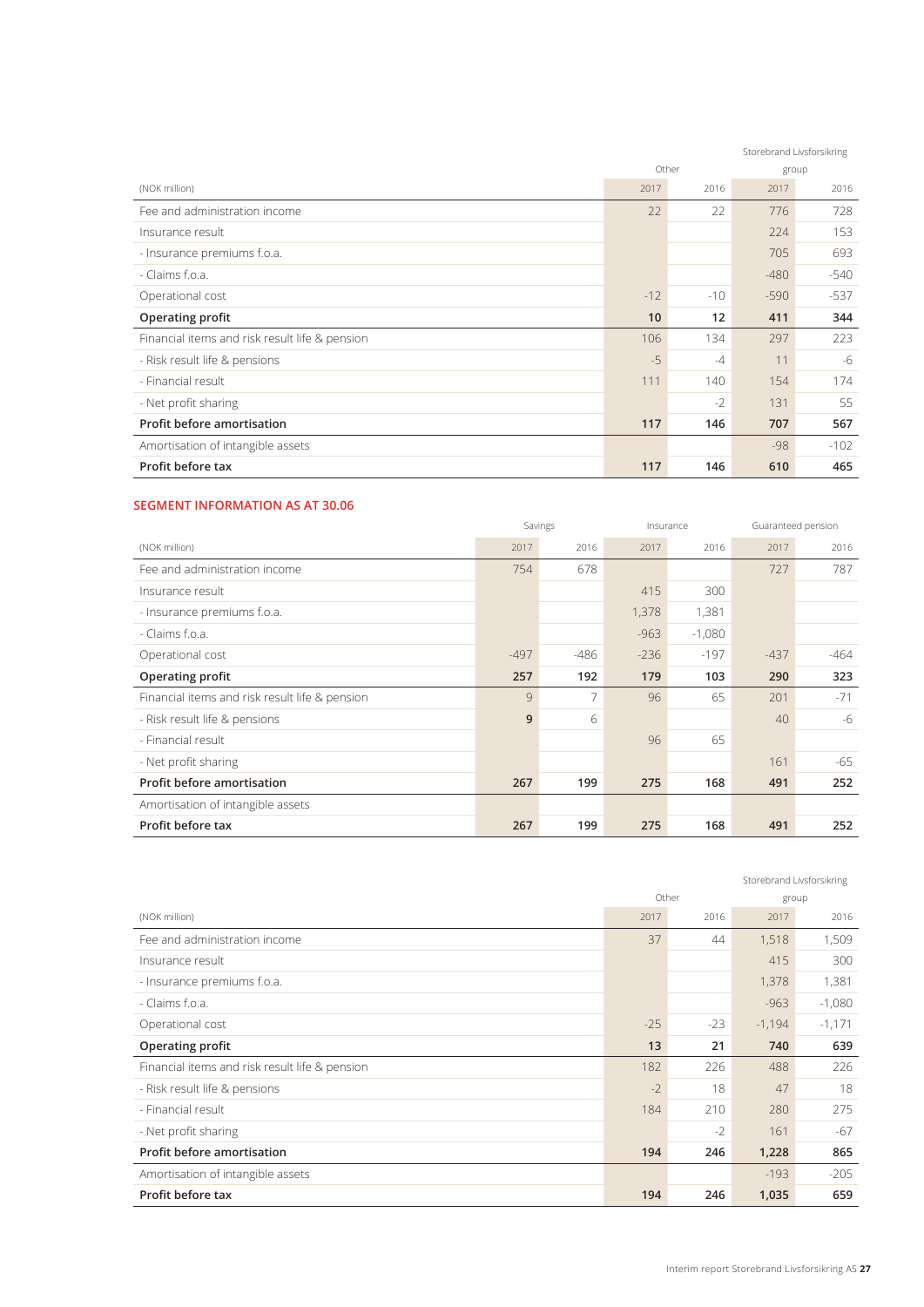| (NOK million) | Other | | Storebrand Livsforsikring group | |
|---|---|---|---|---|
| | 2017 | 2016 | 2017 | 2016 |
| Fee and administration income | 22 | 22 | 776 | 728 |
| Insurance result | | | 224 | 153 |
| - Insurance premiums f.o.a. | | | 705 | 693 |
| - Claims f.o.a. | | | -480 | -540 |
| Operational cost | -12 | -10 | -590 | -537 |
| **Operating profit** | **10** | **12** | **411** | **344** |
| Financial items and risk result life & pension | 106 | 134 | 297 | 223 |
| - Risk result life & pensions | -5 | -4 | 11 | -6 |
| - Financial result | 111 | 140 | 154 | 174 |
| - Net profit sharing | | -2 | 131 | 55 |
| **Profit before amortisation** | **117** | **146** | **707** | **567** |
| Amortisation of intangible assets | | | -98 | -102 |
| **Profit before tax** | **117** | **146** | **610** | **465** |

## SEGMENT INFORMATION AS AT 30.06

| (NOK million) | Savings | | Insurance | | Guaranteed pension | |
|---|---|---|---|---|---|---|
| | 2017 | 2016 | 2017 | 2016 | 2017 | 2016 |
| Fee and administration income | 754 | 678 | | | 727 | 787 |
| Insurance result | | | 415 | 300 | | |
| - Insurance premiums f.o.a. | | | 1,378 | 1,381 | | |
| - Claims f.o.a. | | | -963 | -1,080 | | |
| Operational cost | -497 | -486 | -236 | -197 | -437 | -464 |
| **Operating profit** | **257** | **192** | **179** | **103** | **290** | **323** |
| Financial items and risk result life & pension | 9 | 7 | 96 | 65 | 201 | -71 |
| - Risk result life & pensions | **9** | 6 | | | 40 | -6 |
| - Financial result | | | 96 | 65 | | |
| - Net profit sharing | | | | | 161 | -65 |
| **Profit before amortisation** | **267** | **199** | **275** | **168** | **491** | **252** |
| Amortisation of intangible assets | | | | | | |
| **Profit before tax** | **267** | **199** | **275** | **168** | **491** | **252** |

| (NOK million) | Other | | Storebrand Livsforsikring group | |
|---|---|---|---|---|
| | 2017 | 2016 | 2017 | 2016 |
| Fee and administration income | 37 | 44 | 1,518 | 1,509 |
| Insurance result | | | 415 | 300 |
| - Insurance premiums f.o.a. | | | 1,378 | 1,381 |
| - Claims f.o.a. | | | -963 | -1,080 |
| Operational cost | -25 | -23 | -1,194 | -1,171 |
| **Operating profit** | **13** | **21** | **740** | **639** |
| Financial items and risk result life & pension | 182 | 226 | 488 | 226 |
| - Risk result life & pensions | -2 | 18 | 47 | 18 |
| - Financial result | 184 | 210 | 280 | 275 |
| - Net profit sharing | | -2 | 161 | -67 |
| **Profit before amortisation** | **194** | **246** | **1,228** | **865** |
| Amortisation of intangible assets | | | -193 | -205 |
| **Profit before tax** | **194** | **246** | **1,035** | **659** |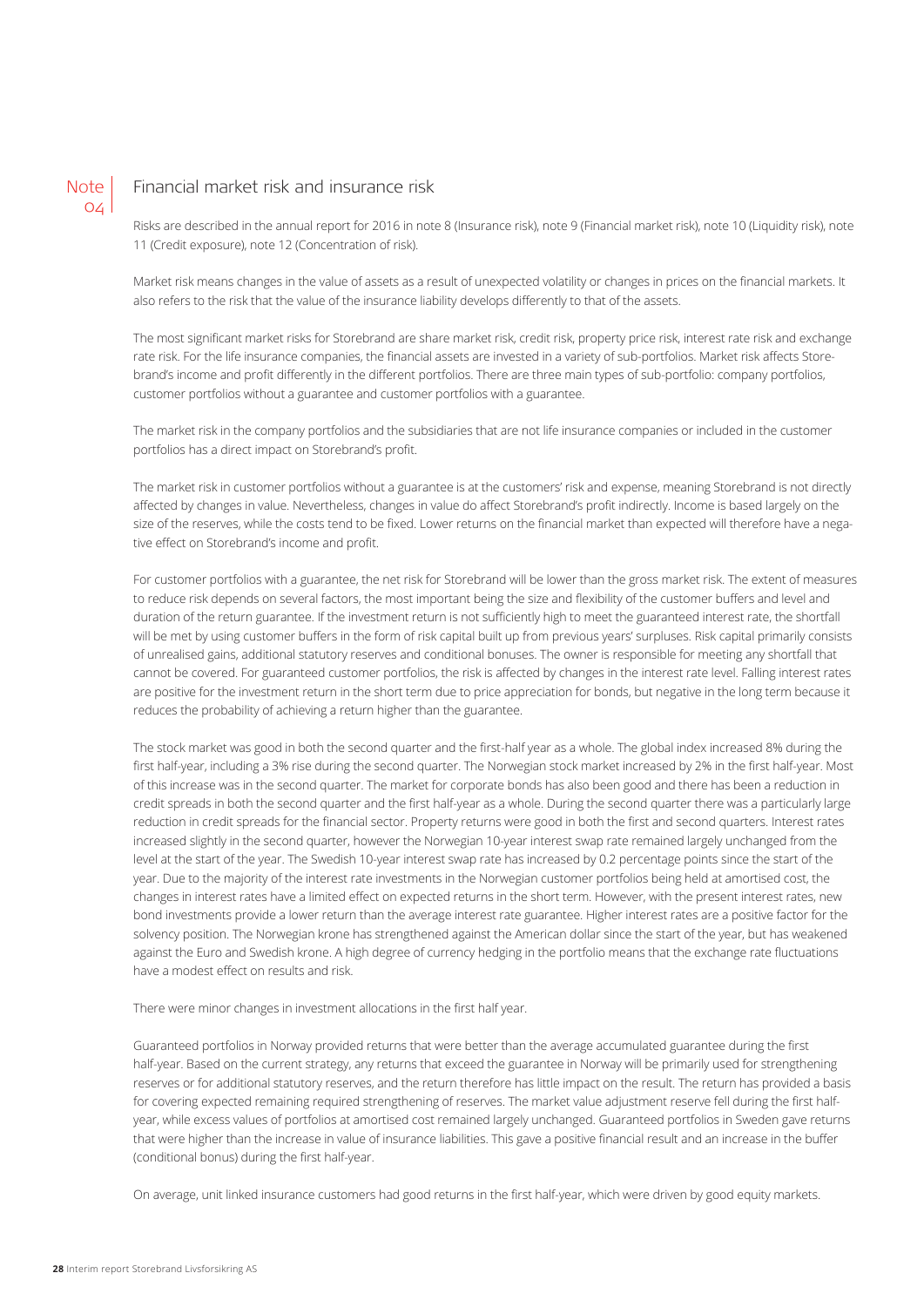## Note 04 Financial market risk and insurance risk

Risks are described in the annual report for 2016 in note 8 (Insurance risk), note 9 (Financial market risk), note 10 (Liquidity risk), note 11 (Credit exposure), note 12 (Concentration of risk).

Market risk means changes in the value of assets as a result of unexpected volatility or changes in prices on the financial markets. It also refers to the risk that the value of the insurance liability develops differently to that of the assets.

The most significant market risks for Storebrand are share market risk, credit risk, property price risk, interest rate risk and exchange rate risk. For the life insurance companies, the financial assets are invested in a variety of sub-portfolios. Market risk affects Storebrand's income and profit differently in the different portfolios. There are three main types of sub-portfolio: company portfolios, customer portfolios without a guarantee and customer portfolios with a guarantee.

The market risk in the company portfolios and the subsidiaries that are not life insurance companies or included in the customer portfolios has a direct impact on Storebrand's profit.

The market risk in customer portfolios without a guarantee is at the customers' risk and expense, meaning Storebrand is not directly affected by changes in value. Nevertheless, changes in value do affect Storebrand's profit indirectly. Income is based largely on the size of the reserves, while the costs tend to be fixed. Lower returns on the financial market than expected will therefore have a negative effect on Storebrand's income and profit.

For customer portfolios with a guarantee, the net risk for Storebrand will be lower than the gross market risk. The extent of measures to reduce risk depends on several factors, the most important being the size and flexibility of the customer buffers and level and duration of the return guarantee. If the investment return is not sufficiently high to meet the guaranteed interest rate, the shortfall will be met by using customer buffers in the form of risk capital built up from previous years' surpluses. Risk capital primarily consists of unrealised gains, additional statutory reserves and conditional bonuses. The owner is responsible for meeting any shortfall that cannot be covered. For guaranteed customer portfolios, the risk is affected by changes in the interest rate level. Falling interest rates are positive for the investment return in the short term due to price appreciation for bonds, but negative in the long term because it reduces the probability of achieving a return higher than the guarantee.

The stock market was good in both the second quarter and the first-half year as a whole. The global index increased 8% during the first half-year, including a 3% rise during the second quarter. The Norwegian stock market increased by 2% in the first half-year. Most of this increase was in the second quarter. The market for corporate bonds has also been good and there has been a reduction in credit spreads in both the second quarter and the first half-year as a whole. During the second quarter there was a particularly large reduction in credit spreads for the financial sector. Property returns were good in both the first and second quarters. Interest rates increased slightly in the second quarter, however the Norwegian 10-year interest swap rate remained largely unchanged from the level at the start of the year. The Swedish 10-year interest swap rate has increased by 0.2 percentage points since the start of the year. Due to the majority of the interest rate investments in the Norwegian customer portfolios being held at amortised cost, the changes in interest rates have a limited effect on expected returns in the short term. However, with the present interest rates, new bond investments provide a lower return than the average interest rate guarantee. Higher interest rates are a positive factor for the solvency position. The Norwegian krone has strengthened against the American dollar since the start of the year, but has weakened against the Euro and Swedish krone. A high degree of currency hedging in the portfolio means that the exchange rate fluctuations have a modest effect on results and risk.

There were minor changes in investment allocations in the first half year.

Guaranteed portfolios in Norway provided returns that were better than the average accumulated guarantee during the first half-year. Based on the current strategy, any returns that exceed the guarantee in Norway will be primarily used for strengthening reserves or for additional statutory reserves, and the return therefore has little impact on the result. The return has provided a basis for covering expected remaining required strengthening of reserves. The market value adjustment reserve fell during the first half-year, while excess values of portfolios at amortised cost remained largely unchanged. Guaranteed portfolios in Sweden gave returns that were higher than the increase in value of insurance liabilities. This gave a positive financial result and an increase in the buffer (conditional bonus) during the first half-year.

On average, unit linked insurance customers had good returns in the first half-year, which were driven by good equity markets.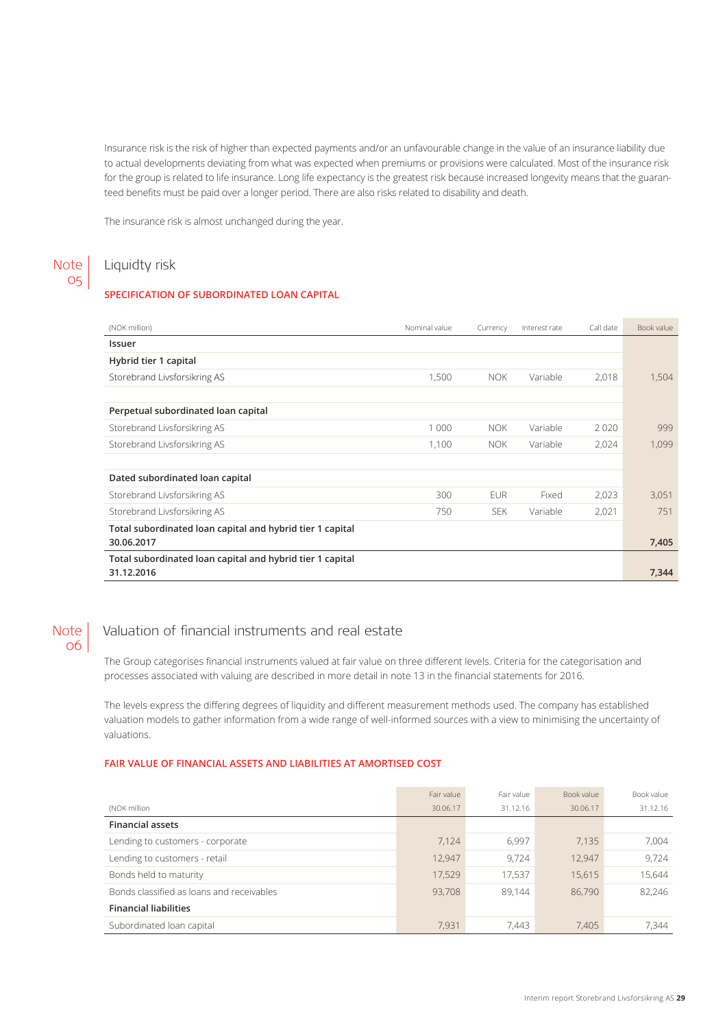Insurance risk is the risk of higher than expected payments and/or an unfavourable change in the value of an insurance liability due to actual developments deviating from what was expected when premiums or provisions were calculated. Most of the insurance risk for the group is related to life insurance. Long life expectancy is the greatest risk because increased longevity means that the guaranteed benefits must be paid over a longer period. There are also risks related to disability and death.

The insurance risk is almost unchanged during the year.

## Note 05 Liquidty risk

### SPECIFICATION OF SUBORDINATED LOAN CAPITAL

| (NOK million) | Nominal value | Currency | Interest rate | Call date | Book value |
|---|---|---|---|---|---|
| **Issuer** | | | | | |
| **Hybrid tier 1 capital** | | | | | |
| Storebrand Livsforsikring AS | 1,500 | NOK | Variable | 2,018 | 1,504 |
| | | | | | |
| **Perpetual subordinated loan capital** | | | | | |
| Storebrand Livsforsikring AS | 1 000 | NOK | Variable | 2 020 | 999 |
| Storebrand Livsforsikring AS | 1,100 | NOK | Variable | 2,024 | 1,099 |
| | | | | | |
| **Dated subordinated loan capital** | | | | | |
| Storebrand Livsforsikring AS | 300 | EUR | Fixed | 2,023 | 3,051 |
| Storebrand Livsforsikring AS | 750 | SEK | Variable | 2,021 | 751 |
| **Total subordinated loan capital and hybrid tier 1 capital 30.06.2017** | | | | | **7,405** |
| **Total subordinated loan capital and hybrid tier 1 capital 31.12.2016** | | | | | **7,344** |

## Note 06 Valuation of financial instruments and real estate

The Group categorises financial instruments valued at fair value on three different levels. Criteria for the categorisation and processes associated with valuing are described in more detail in note 13 in the financial statements for 2016.

The levels express the differing degrees of liquidity and different measurement methods used. The company has established valuation models to gather information from a wide range of well-informed sources with a view to minimising the uncertainty of valuations.

### FAIR VALUE OF FINANCIAL ASSETS AND LIABILITIES AT AMORTISED COST

| (NOK million | Fair value 30.06.17 | Fair value 31.12.16 | Book value 30.06.17 | Book value 31.12.16 |
|---|---|---|---|---|
| **Financial assets** | | | | |
| Lending to customers - corporate | 7,124 | 6,997 | 7,135 | 7,004 |
| Lending to customers - retail | 12,947 | 9,724 | 12,947 | 9,724 |
| Bonds held to maturity | 17,529 | 17,537 | 15,615 | 15,644 |
| Bonds classified as loans and receivables | 93,708 | 89,144 | 86,790 | 82,246 |
| **Financial liabilities** | | | | |
| Subordinated loan capital | 7,931 | 7,443 | 7,405 | 7,344 |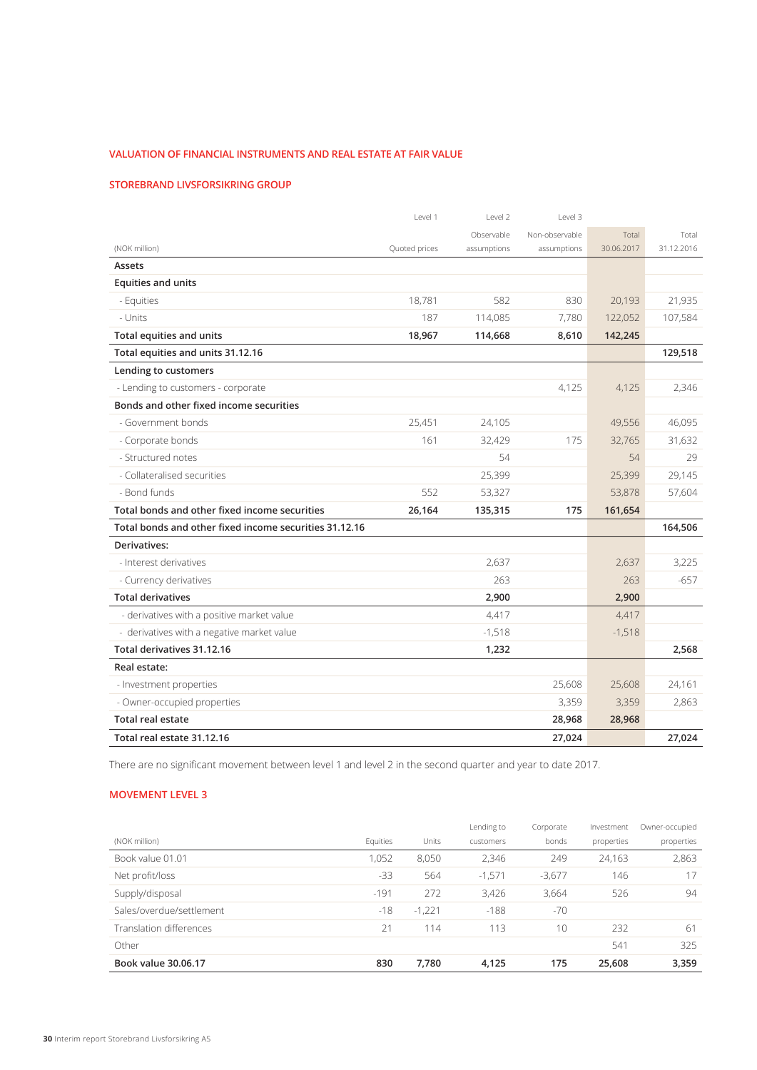## VALUATION OF FINANCIAL INSTRUMENTS AND REAL ESTATE AT FAIR VALUE

### STOREBRAND LIVSFORSIKRING GROUP

| (NOK million) | Level 1 Quoted prices | Level 2 Observable assumptions | Level 3 Non-observable assumptions | Total 30.06.2017 | Total 31.12.2016 |
|---|---|---|---|---|---|
| **Assets** | | | | | |
| **Equities and units** | | | | | |
| - Equities | 18,781 | 582 | 830 | 20,193 | 21,935 |
| - Units | 187 | 114,085 | 7,780 | 122,052 | 107,584 |
| **Total equities and units** | **18,967** | **114,668** | **8,610** | **142,245** | |
| **Total equities and units 31.12.16** | | | | | **129,518** |
| **Lending to customers** | | | | | |
| - Lending to customers - corporate | | | 4,125 | 4,125 | 2,346 |
| **Bonds and other fixed income securities** | | | | | |
| - Government bonds | 25,451 | 24,105 | | 49,556 | 46,095 |
| - Corporate bonds | 161 | 32,429 | 175 | 32,765 | 31,632 |
| - Structured notes | | 54 | | 54 | 29 |
| - Collateralised securities | | 25,399 | | 25,399 | 29,145 |
| - Bond funds | 552 | 53,327 | | 53,878 | 57,604 |
| **Total bonds and other fixed income securities** | **26,164** | **135,315** | **175** | **161,654** | |
| **Total bonds and other fixed income securities 31.12.16** | | | | | **164,506** |
| **Derivatives:** | | | | | |
| - Interest derivatives | | 2,637 | | 2,637 | 3,225 |
| - Currency derivatives | | 263 | | 263 | -657 |
| **Total derivatives** | | **2,900** | | **2,900** | |
| - derivatives with a positive market value | | 4,417 | | 4,417 | |
| - derivatives with a negative market value | | -1,518 | | -1,518 | |
| **Total derivatives 31.12.16** | | **1,232** | | | **2,568** |
| **Real estate:** | | | | | |
| - Investment properties | | | 25,608 | 25,608 | 24,161 |
| - Owner-occupied properties | | | 3,359 | 3,359 | 2,863 |
| **Total real estate** | | | **28,968** | **28,968** | |
| **Total real estate 31.12.16** | | | **27,024** | | **27,024** |

There are no significant movement between level 1 and level 2 in the second quarter and year to date 2017.

### MOVEMENT LEVEL 3

| (NOK million) | Equities | Units | Lending to customers | Corporate bonds | Investment properties | Owner-occupied properties |
|---|---|---|---|---|---|---|
| Book value 01.01 | 1,052 | 8,050 | 2,346 | 249 | 24,163 | 2,863 |
| Net profit/loss | -33 | 564 | -1,571 | -3,677 | 146 | 17 |
| Supply/disposal | -191 | 272 | 3,426 | 3,664 | 526 | 94 |
| Sales/overdue/settlement | -18 | -1,221 | -188 | -70 | | |
| Translation differences | 21 | 114 | 113 | 10 | 232 | 61 |
| Other | | | | | 541 | 325 |
| **Book value 30.06.17** | **830** | **7,780** | **4,125** | **175** | **25,608** | **3,359** |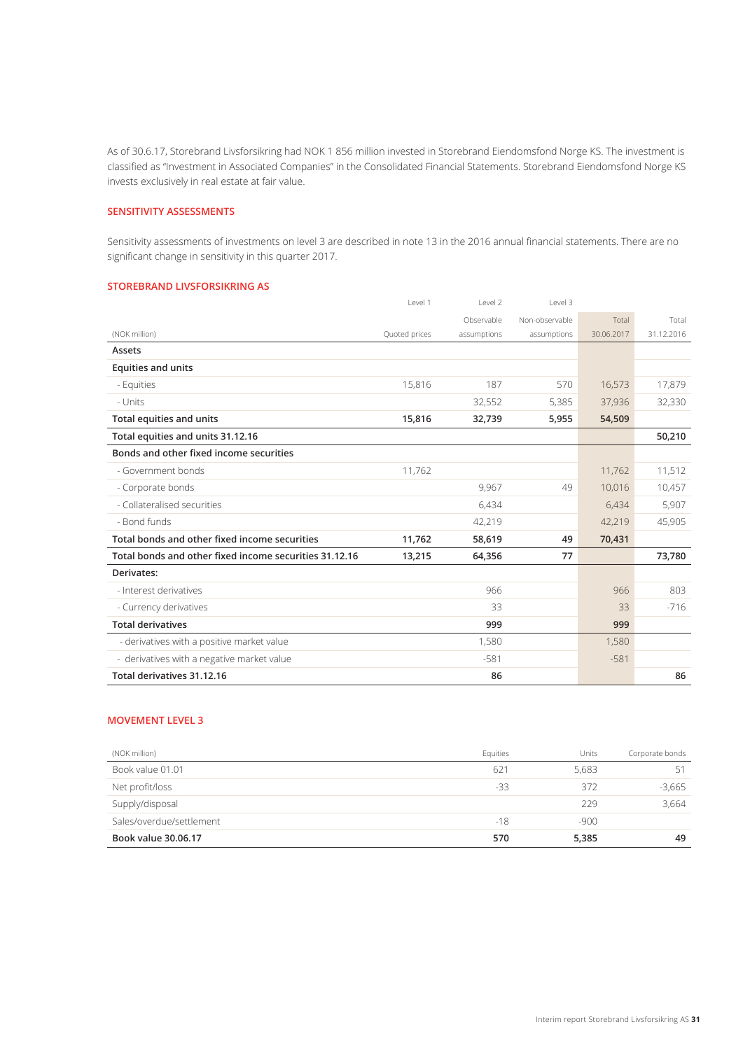As of 30.6.17, Storebrand Livsforsikring had NOK 1 856 million invested in Storebrand Eiendomsfond Norge KS. The investment is classified as "Investment in Associated Companies" in the Consolidated Financial Statements. Storebrand Eiendomsfond Norge KS invests exclusively in real estate at fair value.

## SENSITIVITY ASSESSMENTS

Sensitivity assessments of investments on level 3 are described in note 13 in the 2016 annual financial statements. There are no significant change in sensitivity in this quarter 2017.

## STOREBRAND LIVSFORSIKRING AS

| | Level 1 | Level 2 | Level 3 | | |
|---|---|---|---|---|---|
| | | Observable | Non-observable | Total | Total |
| (NOK million) | Quoted prices | assumptions | assumptions | 30.06.2017 | 31.12.2016 |
| **Assets** | | | | | |
| **Equities and units** | | | | | |
| - Equities | 15,816 | 187 | 570 | 16,573 | 17,879 |
| - Units | | 32,552 | 5,385 | 37,936 | 32,330 |
| **Total equities and units** | **15,816** | **32,739** | **5,955** | **54,509** | |
| **Total equities and units 31.12.16** | | | | | **50,210** |
| **Bonds and other fixed income securities** | | | | | |
| - Government bonds | 11,762 | | | 11,762 | 11,512 |
| - Corporate bonds | | 9,967 | 49 | 10,016 | 10,457 |
| - Collateralised securities | | 6,434 | | 6,434 | 5,907 |
| - Bond funds | | 42,219 | | 42,219 | 45,905 |
| **Total bonds and other fixed income securities** | **11,762** | **58,619** | **49** | **70,431** | |
| **Total bonds and other fixed income securities 31.12.16** | **13,215** | **64,356** | **77** | | **73,780** |
| **Derivates:** | | | | | |
| - Interest derivatives | | 966 | | 966 | 803 |
| - Currency derivatives | | 33 | | 33 | -716 |
| **Total derivatives** | | **999** | | **999** | |
| - derivatives with a positive market value | | 1,580 | | 1,580 | |
| - derivatives with a negative market value | | -581 | | -581 | |
| **Total derivatives 31.12.16** | | **86** | | | **86** |

## MOVEMENT LEVEL 3

| (NOK million) | Equities | Units | Corporate bonds |
|---|---|---|---|
| Book value 01.01 | 621 | 5,683 | 51 |
| Net profit/loss | -33 | 372 | -3,665 |
| Supply/disposal | | 229 | 3,664 |
| Sales/overdue/settlement | -18 | -900 | |
| **Book value 30.06.17** | **570** | **5,385** | **49** |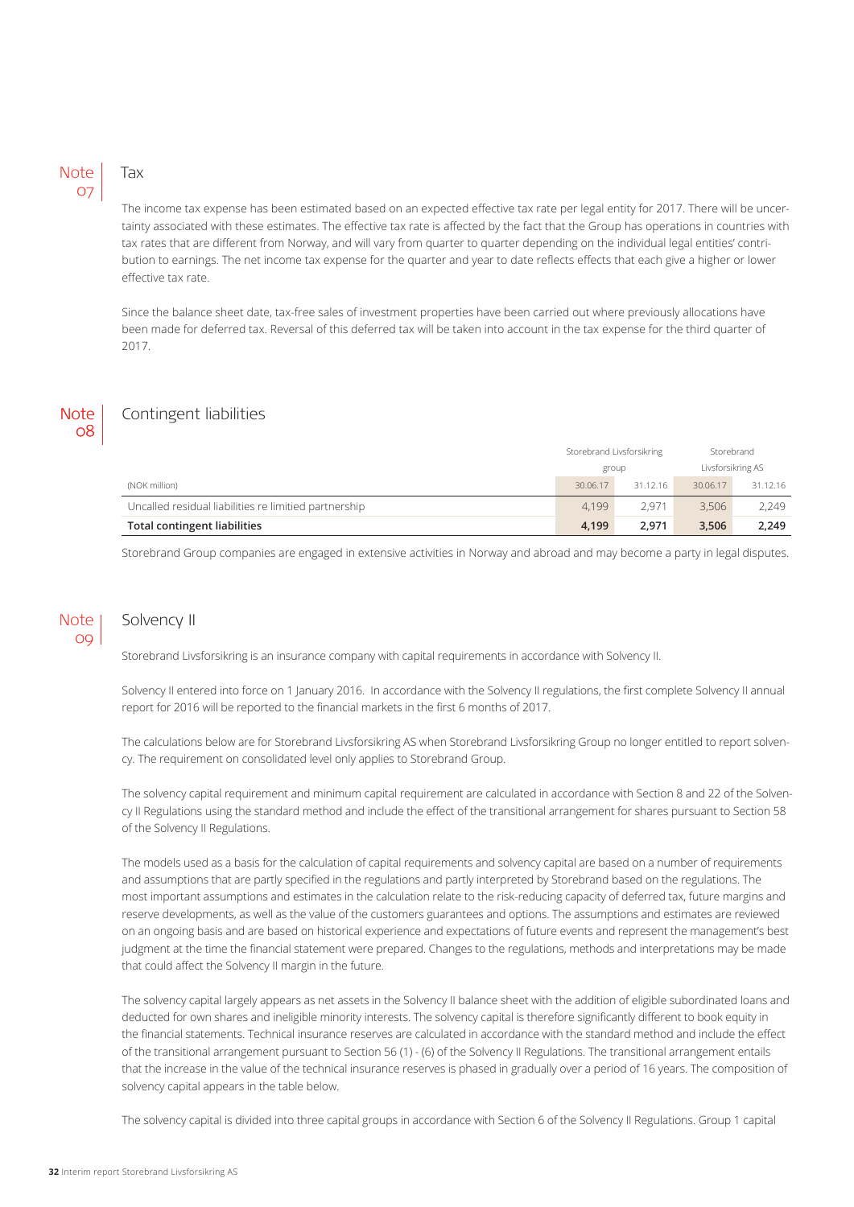## Note 07 Tax

The income tax expense has been estimated based on an expected effective tax rate per legal entity for 2017. There will be uncertainty associated with these estimates. The effective tax rate is affected by the fact that the Group has operations in countries with tax rates that are different from Norway, and will vary from quarter to quarter depending on the individual legal entities' contribution to earnings. The net income tax expense for the quarter and year to date reflects effects that each give a higher or lower effective tax rate.

Since the balance sheet date, tax-free sales of investment properties have been carried out where previously allocations have been made for deferred tax. Reversal of this deferred tax will be taken into account in the tax expense for the third quarter of 2017.

## Note 08 Contingent liabilities

| | Storebrand Livsforsikring group | | Storebrand Livsforsikring AS | |
|---|---|---|---|---|
| (NOK million) | 30.06.17 | 31.12.16 | 30.06.17 | 31.12.16 |
| Uncalled residual liabilities re limited partnership | 4,199 | 2,971 | 3,506 | 2,249 |
| **Total contingent liabilities** | **4,199** | **2,971** | **3,506** | **2,249** |

Storebrand Group companies are engaged in extensive activities in Norway and abroad and may become a party in legal disputes.

## Note 09 Solvency II

Storebrand Livsforsikring is an insurance company with capital requirements in accordance with Solvency II.

Solvency II entered into force on 1 January 2016. In accordance with the Solvency II regulations, the first complete Solvency II annual report for 2016 will be reported to the financial markets in the first 6 months of 2017.

The calculations below are for Storebrand Livsforsikring AS when Storebrand Livsforsikring Group no longer entitled to report solvency. The requirement on consolidated level only applies to Storebrand Group.

The solvency capital requirement and minimum capital requirement are calculated in accordance with Section 8 and 22 of the Solvency II Regulations using the standard method and include the effect of the transitional arrangement for shares pursuant to Section 58 of the Solvency II Regulations.

The models used as a basis for the calculation of capital requirements and solvency capital are based on a number of requirements and assumptions that are partly specified in the regulations and partly interpreted by Storebrand based on the regulations. The most important assumptions and estimates in the calculation relate to the risk-reducing capacity of deferred tax, future margins and reserve developments, as well as the value of the customers guarantees and options. The assumptions and estimates are reviewed on an ongoing basis and are based on historical experience and expectations of future events and represent the management's best judgment at the time the financial statement were prepared. Changes to the regulations, methods and interpretations may be made that could affect the Solvency II margin in the future.

The solvency capital largely appears as net assets in the Solvency II balance sheet with the addition of eligible subordinated loans and deducted for own shares and ineligible minority interests. The solvency capital is therefore significantly different to book equity in the financial statements. Technical insurance reserves are calculated in accordance with the standard method and include the effect of the transitional arrangement pursuant to Section 56 (1) - (6) of the Solvency II Regulations. The transitional arrangement entails that the increase in the value of the technical insurance reserves is phased in gradually over a period of 16 years. The composition of solvency capital appears in the table below.

The solvency capital is divided into three capital groups in accordance with Section 6 of the Solvency II Regulations. Group 1 capital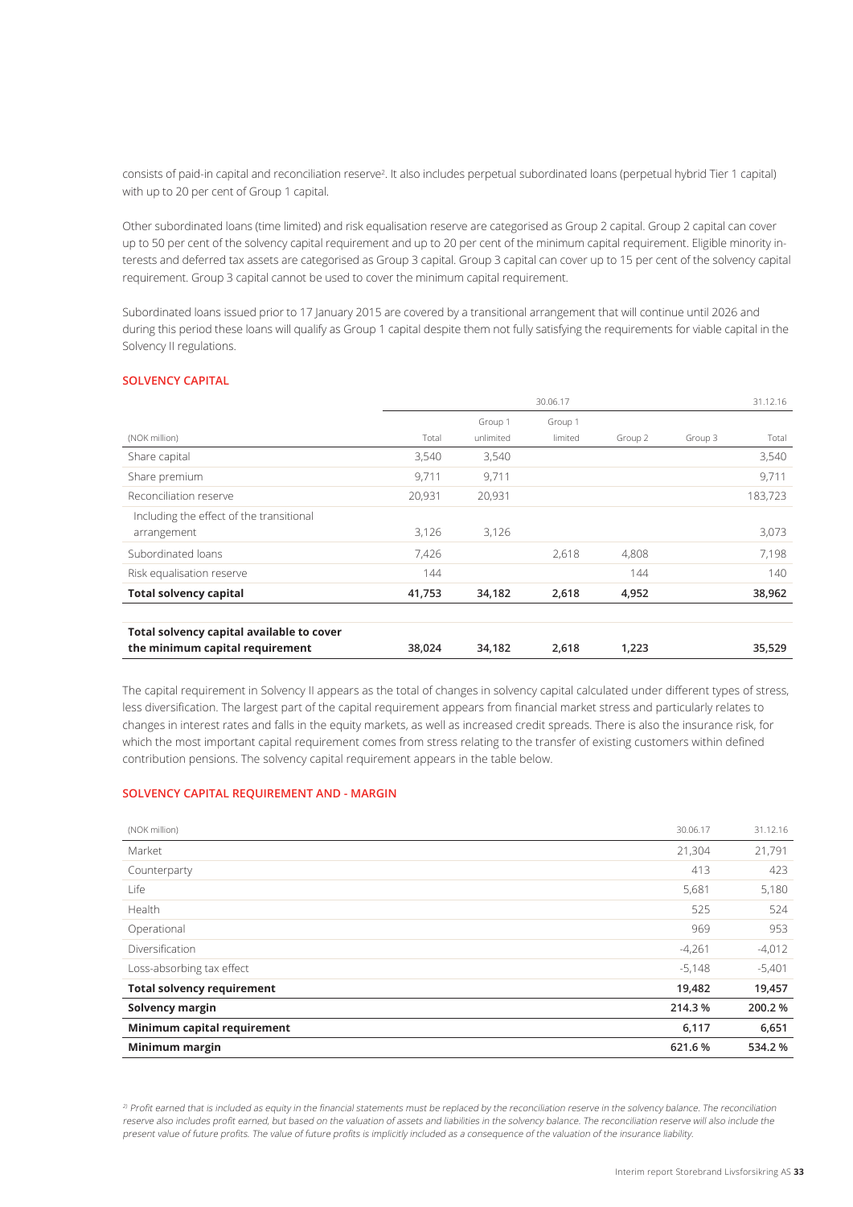consists of paid-in capital and reconciliation reserve[2]. It also includes perpetual subordinated loans (perpetual hybrid Tier 1 capital) with up to 20 per cent of Group 1 capital.

Other subordinated loans (time limited) and risk equalisation reserve are categorised as Group 2 capital. Group 2 capital can cover up to 50 per cent of the solvency capital requirement and up to 20 per cent of the minimum capital requirement. Eligible minority interests and deferred tax assets are categorised as Group 3 capital. Group 3 capital can cover up to 15 per cent of the solvency capital requirement. Group 3 capital cannot be used to cover the minimum capital requirement.

Subordinated loans issued prior to 17 January 2015 are covered by a transitional arrangement that will continue until 2026 and during this period these loans will qualify as Group 1 capital despite them not fully satisfying the requirements for viable capital in the Solvency II regulations.

## SOLVENCY CAPITAL

| (NOK million) | 30.06.17 | | | | | 31.12.16 |
|---|---|---|---|---|---|---|
| | Total | Group 1 unlimited | Group 1 limited | Group 2 | Group 3 | Total |
| Share capital | 3,540 | 3,540 | | | | 3,540 |
| Share premium | 9,711 | 9,711 | | | | 9,711 |
| Reconciliation reserve | 20,931 | 20,931 | | | | 183,723 |
| Including the effect of the transitional arrangement | 3,126 | 3,126 | | | | 3,073 |
| Subordinated loans | 7,426 | | 2,618 | 4,808 | | 7,198 |
| Risk equalisation reserve | 144 | | | 144 | | 140 |
| **Total solvency capital** | **41,753** | **34,182** | **2,618** | **4,952** | | **38,962** |
| **Total solvency capital available to cover the minimum capital requirement** | **38,024** | **34,182** | **2,618** | **1,223** | | **35,529** |

The capital requirement in Solvency II appears as the total of changes in solvency capital calculated under different types of stress, less diversification. The largest part of the capital requirement appears from financial market stress and particularly relates to changes in interest rates and falls in the equity markets, as well as increased credit spreads. There is also the insurance risk, for which the most important capital requirement comes from stress relating to the transfer of existing customers within defined contribution pensions. The solvency capital requirement appears in the table below.

## SOLVENCY CAPITAL REQUIREMENT AND - MARGIN

| (NOK million) | 30.06.17 | 31.12.16 |
|---|---|---|
| Market | 21,304 | 21,791 |
| Counterparty | 413 | 423 |
| Life | 5,681 | 5,180 |
| Health | 525 | 524 |
| Operational | 969 | 953 |
| Diversification | -4,261 | -4,012 |
| Loss-absorbing tax effect | -5,148 | -5,401 |
| **Total solvency requirement** | **19,482** | **19,457** |
| **Solvency margin** | **214.3 %** | **200.2 %** |
| **Minimum capital requirement** | **6,117** | **6,651** |
| **Minimum margin** | **621.6 %** | **534.2 %** |

*[2] Profit earned that is included as equity in the financial statements must be replaced by the reconciliation reserve in the solvency balance. The reconciliation reserve also includes profit earned, but based on the valuation of assets and liabilities in the solvency balance. The reconciliation reserve will also include the present value of future profits. The value of future profits is implicitly included as a consequence of the valuation of the insurance liability.*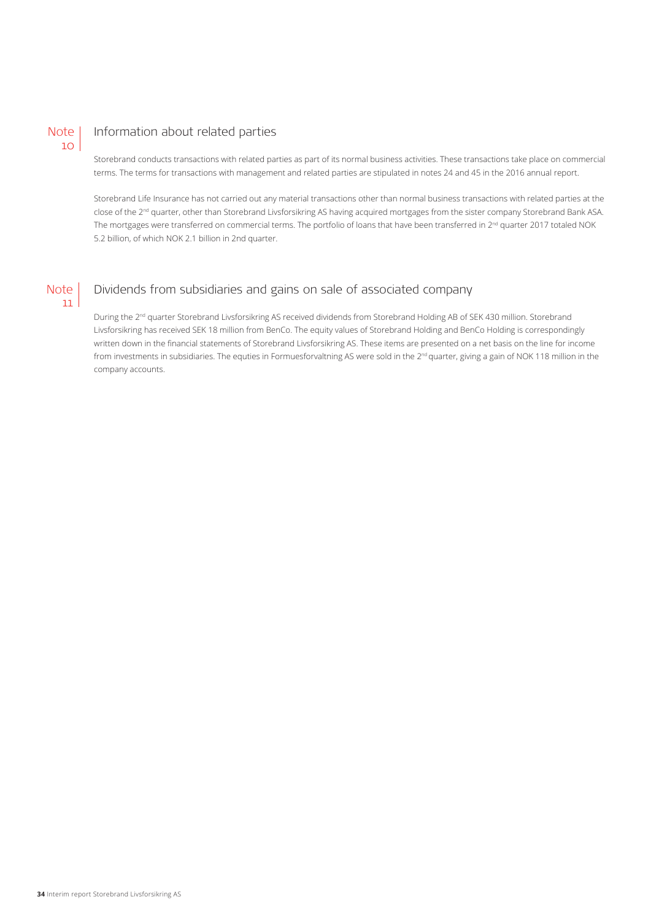## Note 10 Information about related parties

Storebrand conducts transactions with related parties as part of its normal business activities. These transactions take place on commercial terms. The terms for transactions with management and related parties are stipulated in notes 24 and 45 in the 2016 annual report.

Storebrand Life Insurance has not carried out any material transactions other than normal business transactions with related parties at the close of the 2nd quarter, other than Storebrand Livsforsikring AS having acquired mortgages from the sister company Storebrand Bank ASA. The mortgages were transferred on commercial terms. The portfolio of loans that have been transferred in 2nd quarter 2017 totaled NOK 5.2 billion, of which NOK 2.1 billion in 2nd quarter.

## Note 11 Dividends from subsidiaries and gains on sale of associated company

During the 2nd quarter Storebrand Livsforsikring AS received dividends from Storebrand Holding AB of SEK 430 million. Storebrand Livsforsikring has received SEK 18 million from BenCo. The equity values of Storebrand Holding and BenCo Holding is correspondingly written down in the financial statements of Storebrand Livsforsikring AS. These items are presented on a net basis on the line for income from investments in subsidiaries. The equties in Formuesforvaltning AS were sold in the 2nd quarter, giving a gain of NOK 118 million in the company accounts.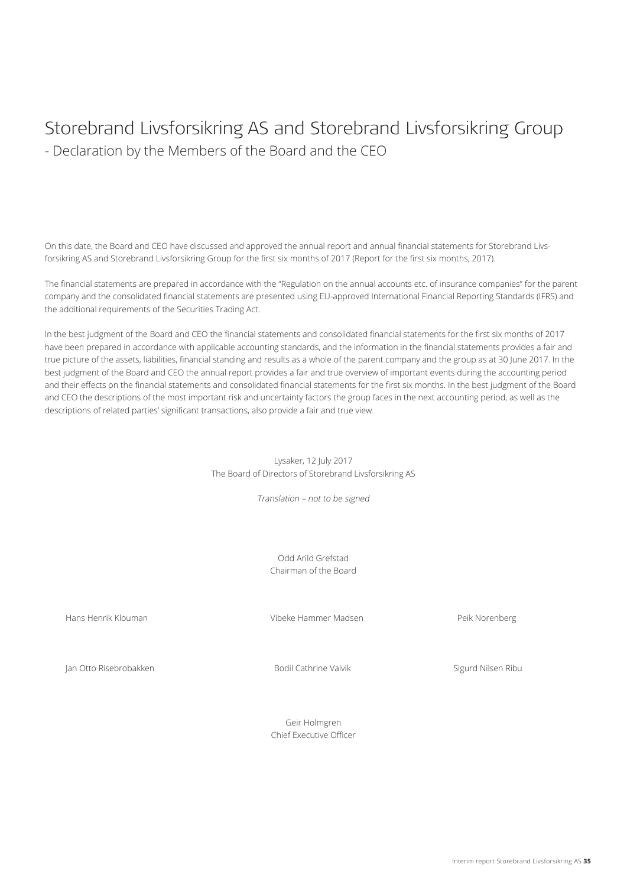# Storebrand Livsforsikring AS and Storebrand Livsforsikring Group

## - Declaration by the Members of the Board and the CEO

On this date, the Board and CEO have discussed and approved the annual report and annual financial statements for Storebrand Livsforsikring AS and Storebrand Livsforsikring Group for the first six months of 2017 (Report for the first six months, 2017).

The financial statements are prepared in accordance with the "Regulation on the annual accounts etc. of insurance companies" for the parent company and the consolidated financial statements are presented using EU-approved International Financial Reporting Standards (IFRS) and the additional requirements of the Securities Trading Act.

In the best judgment of the Board and CEO the financial statements and consolidated financial statements for the first six months of 2017 have been prepared in accordance with applicable accounting standards, and the information in the financial statements provides a fair and true picture of the assets, liabilities, financial standing and results as a whole of the parent company and the group as at 30 June 2017. In the best judgment of the Board and CEO the annual report provides a fair and true overview of important events during the accounting period and their effects on the financial statements and consolidated financial statements for the first six months. In the best judgment of the Board and CEO the descriptions of the most important risk and uncertainty factors the group faces in the next accounting period, as well as the descriptions of related parties' significant transactions, also provide a fair and true view.

Lysaker, 12 July 2017
The Board of Directors of Storebrand Livsforsikring AS

*Translation – not to be signed*

Odd Arild Grefstad
Chairman of the Board

Hans Henrik Klouman

Vibeke Hammer Madsen

Peik Norenberg

Jan Otto Risebrobakken

Bodil Cathrine Valvik

Sigurd Nilsen Ribu

Geir Holmgren
Chief Executive Officer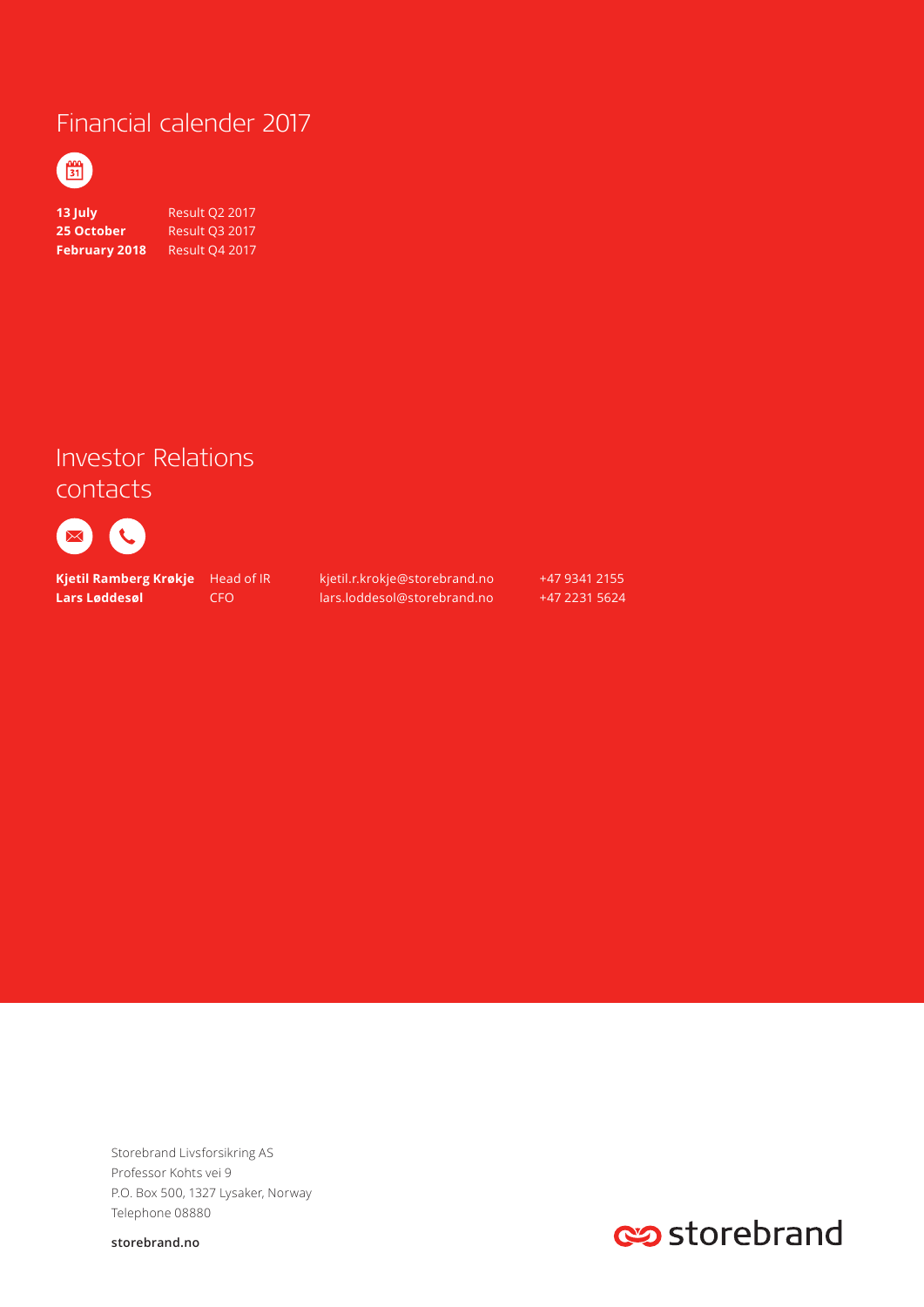# Financial calender 2017

| | |
|---|---|
| **13 July** | Result Q2 2017 |
| **25 October** | Result Q3 2017 |
| **February 2018** | Result Q4 2017 |

# Investor Relations contacts

| | | | |
|---|---|---|---|
| **Kjetil Ramberg Krøkje** | Head of IR | kjetil.r.krokje@storebrand.no | +47 9341 2155 |
| **Lars Løddesøl** | CFO | lars.loddesol@storebrand.no | +47 2231 5624 |

Storebrand Livsforsikring AS
Professor Kohts vei 9
P.O. Box 500, 1327 Lysaker, Norway
Telephone 08880

**storebrand.no**

storebrand